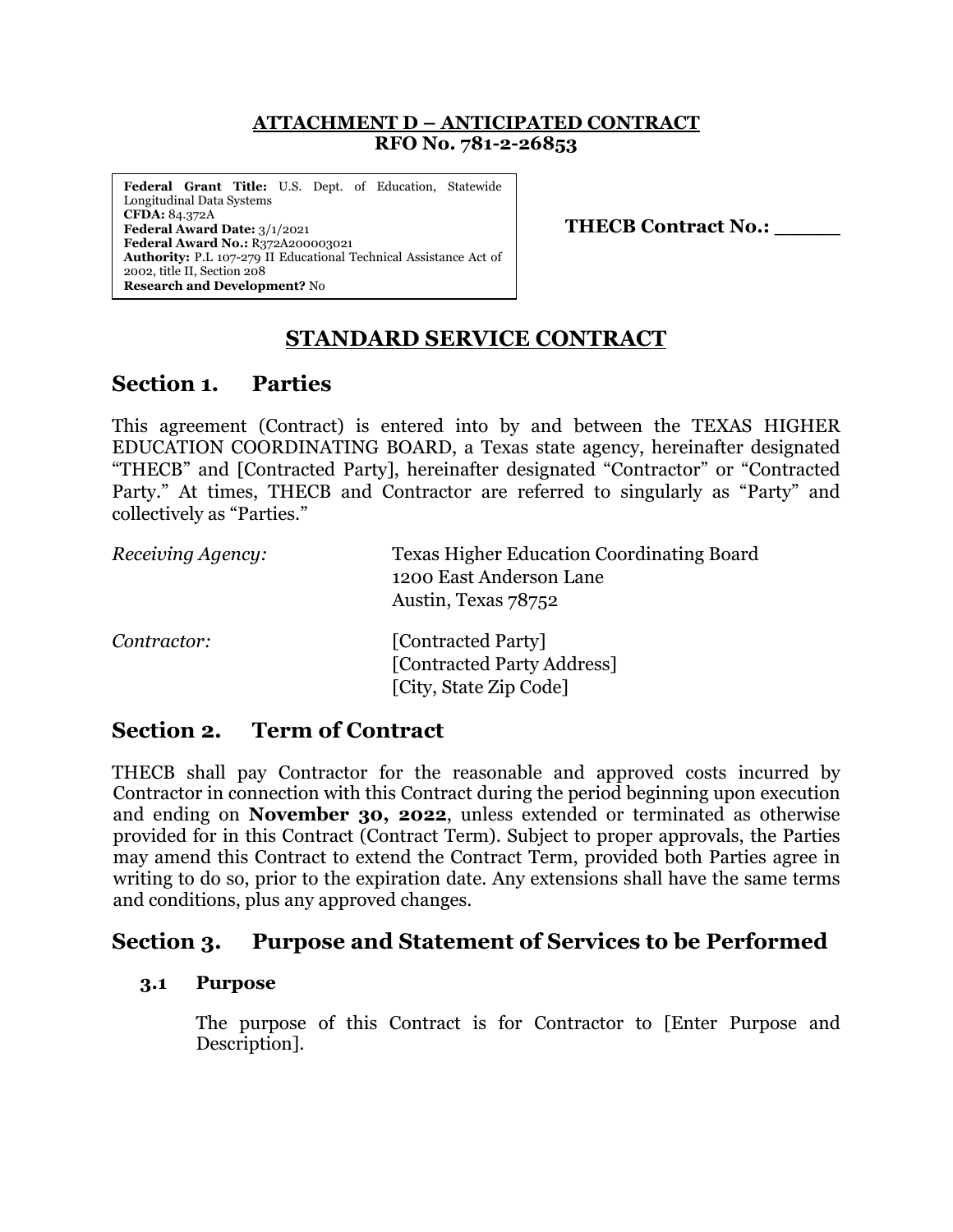**ATTACHMENT D – ANTICIPATED CONTRACT**
**RFO No. 781-2-26853**

**Federal Grant Title:** U.S. Dept. of Education, Statewide Longitudinal Data Systems
**CFDA:** 84.372A
**Federal Award Date:** 3/1/2021
**Federal Award No.:** R372A200003021
**Authority:** P.L 107-279 II Educational Technical Assistance Act of 2002, title II, Section 208
**Research and Development?** No

**THECB Contract No.: _____**

# STANDARD SERVICE CONTRACT

## Section 1. Parties

This agreement (Contract) is entered into by and between the TEXAS HIGHER EDUCATION COORDINATING BOARD, a Texas state agency, hereinafter designated "THECB" and [Contracted Party], hereinafter designated "Contractor" or "Contracted Party." At times, THECB and Contractor are referred to singularly as "Party" and collectively as "Parties."

*Receiving Agency:* Texas Higher Education Coordinating Board
1200 East Anderson Lane
Austin, Texas 78752

*Contractor:* [Contracted Party]
[Contracted Party Address]
[City, State Zip Code]

## Section 2. Term of Contract

THECB shall pay Contractor for the reasonable and approved costs incurred by Contractor in connection with this Contract during the period beginning upon execution and ending on **November 30, 2022**, unless extended or terminated as otherwise provided for in this Contract (Contract Term). Subject to proper approvals, the Parties may amend this Contract to extend the Contract Term, provided both Parties agree in writing to do so, prior to the expiration date. Any extensions shall have the same terms and conditions, plus any approved changes.

## Section 3. Purpose and Statement of Services to be Performed

### 3.1 Purpose

The purpose of this Contract is for Contractor to [Enter Purpose and Description].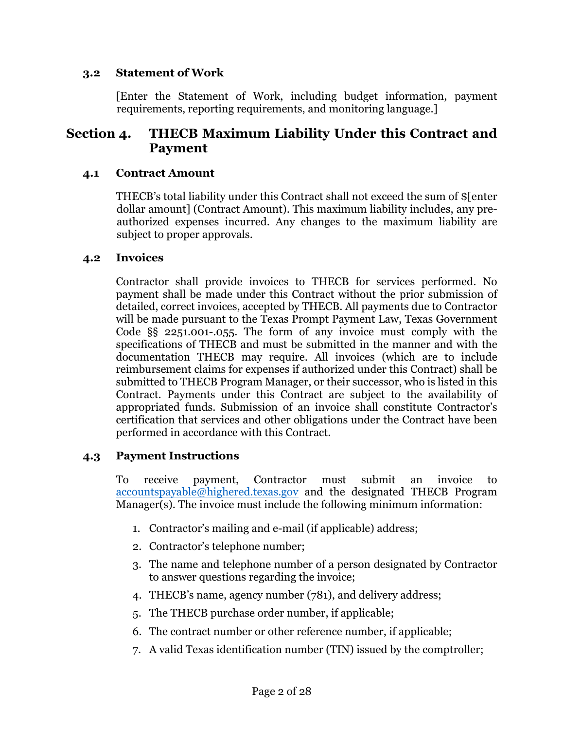### 3.2 Statement of Work

[Enter the Statement of Work, including budget information, payment requirements, reporting requirements, and monitoring language.]

## Section 4. THECB Maximum Liability Under this Contract and Payment

### 4.1 Contract Amount

THECB's total liability under this Contract shall not exceed the sum of $[enter dollar amount] (Contract Amount). This maximum liability includes, any pre-authorized expenses incurred. Any changes to the maximum liability are subject to proper approvals.

### 4.2 Invoices

Contractor shall provide invoices to THECB for services performed. No payment shall be made under this Contract without the prior submission of detailed, correct invoices, accepted by THECB. All payments due to Contractor will be made pursuant to the Texas Prompt Payment Law, Texas Government Code §§ 2251.001-.055. The form of any invoice must comply with the specifications of THECB and must be submitted in the manner and with the documentation THECB may require. All invoices (which are to include reimbursement claims for expenses if authorized under this Contract) shall be submitted to THECB Program Manager, or their successor, who is listed in this Contract. Payments under this Contract are subject to the availability of appropriated funds. Submission of an invoice shall constitute Contractor's certification that services and other obligations under the Contract have been performed in accordance with this Contract.

### 4.3 Payment Instructions

To receive payment, Contractor must submit an invoice to accountspayable@highered.texas.gov and the designated THECB Program Manager(s). The invoice must include the following minimum information:

1. Contractor's mailing and e-mail (if applicable) address;
2. Contractor's telephone number;
3. The name and telephone number of a person designated by Contractor to answer questions regarding the invoice;
4. THECB's name, agency number (781), and delivery address;
5. The THECB purchase order number, if applicable;
6. The contract number or other reference number, if applicable;
7. A valid Texas identification number (TIN) issued by the comptroller;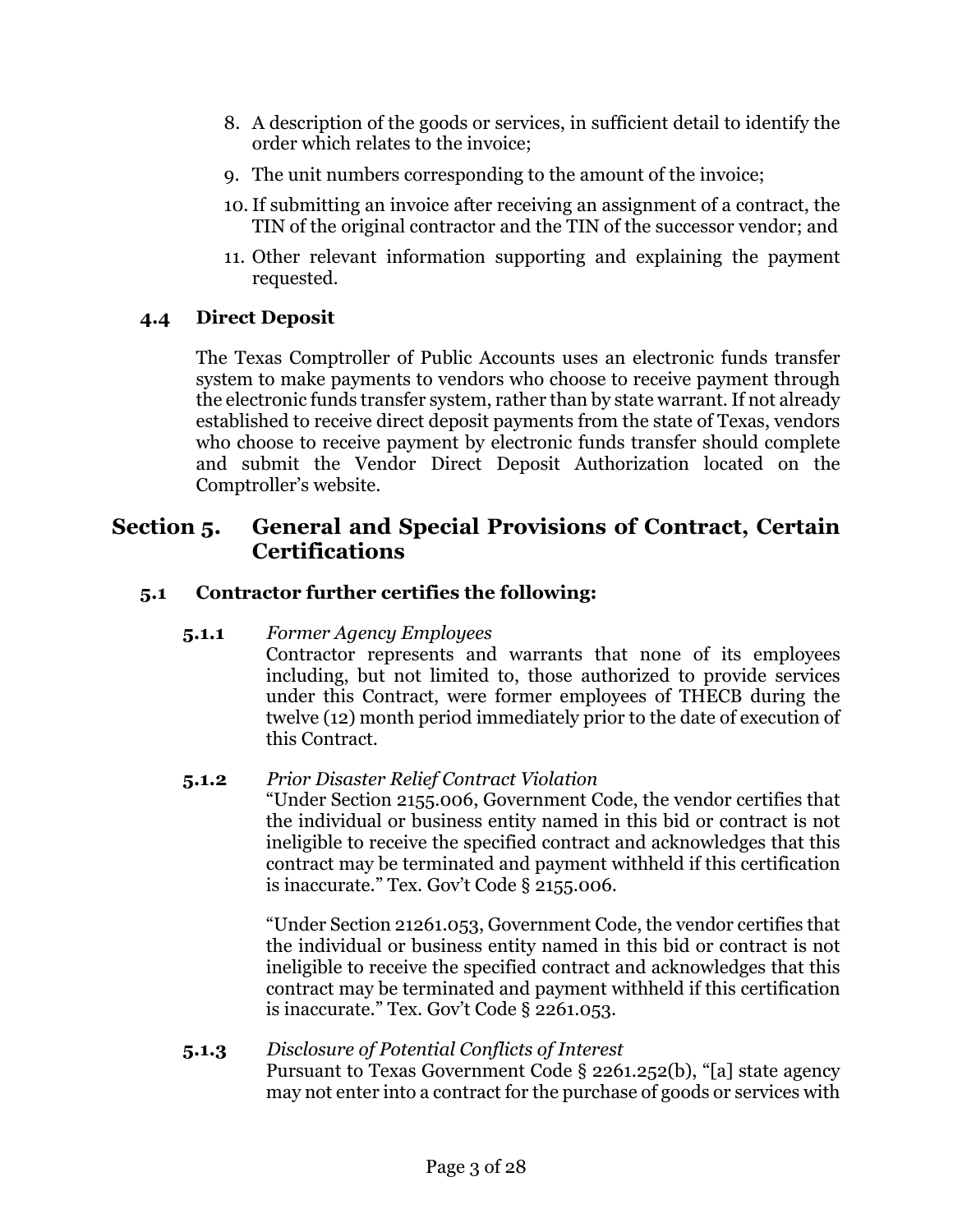8. A description of the goods or services, in sufficient detail to identify the order which relates to the invoice;
9. The unit numbers corresponding to the amount of the invoice;
10. If submitting an invoice after receiving an assignment of a contract, the TIN of the original contractor and the TIN of the successor vendor; and
11. Other relevant information supporting and explaining the payment requested.

### 4.4 Direct Deposit

The Texas Comptroller of Public Accounts uses an electronic funds transfer system to make payments to vendors who choose to receive payment through the electronic funds transfer system, rather than by state warrant. If not already established to receive direct deposit payments from the state of Texas, vendors who choose to receive payment by electronic funds transfer should complete and submit the Vendor Direct Deposit Authorization located on the Comptroller's website.

## Section 5. General and Special Provisions of Contract, Certain Certifications

### 5.1 Contractor further certifies the following:

**5.1.1** *Former Agency Employees*
Contractor represents and warrants that none of its employees including, but not limited to, those authorized to provide services under this Contract, were former employees of THECB during the twelve (12) month period immediately prior to the date of execution of this Contract.

**5.1.2** *Prior Disaster Relief Contract Violation*
"Under Section 2155.006, Government Code, the vendor certifies that the individual or business entity named in this bid or contract is not ineligible to receive the specified contract and acknowledges that this contract may be terminated and payment withheld if this certification is inaccurate." Tex. Gov't Code § 2155.006.

"Under Section 21261.053, Government Code, the vendor certifies that the individual or business entity named in this bid or contract is not ineligible to receive the specified contract and acknowledges that this contract may be terminated and payment withheld if this certification is inaccurate." Tex. Gov't Code § 2261.053.

**5.1.3** *Disclosure of Potential Conflicts of Interest*
Pursuant to Texas Government Code § 2261.252(b), "[a] state agency may not enter into a contract for the purchase of goods or services with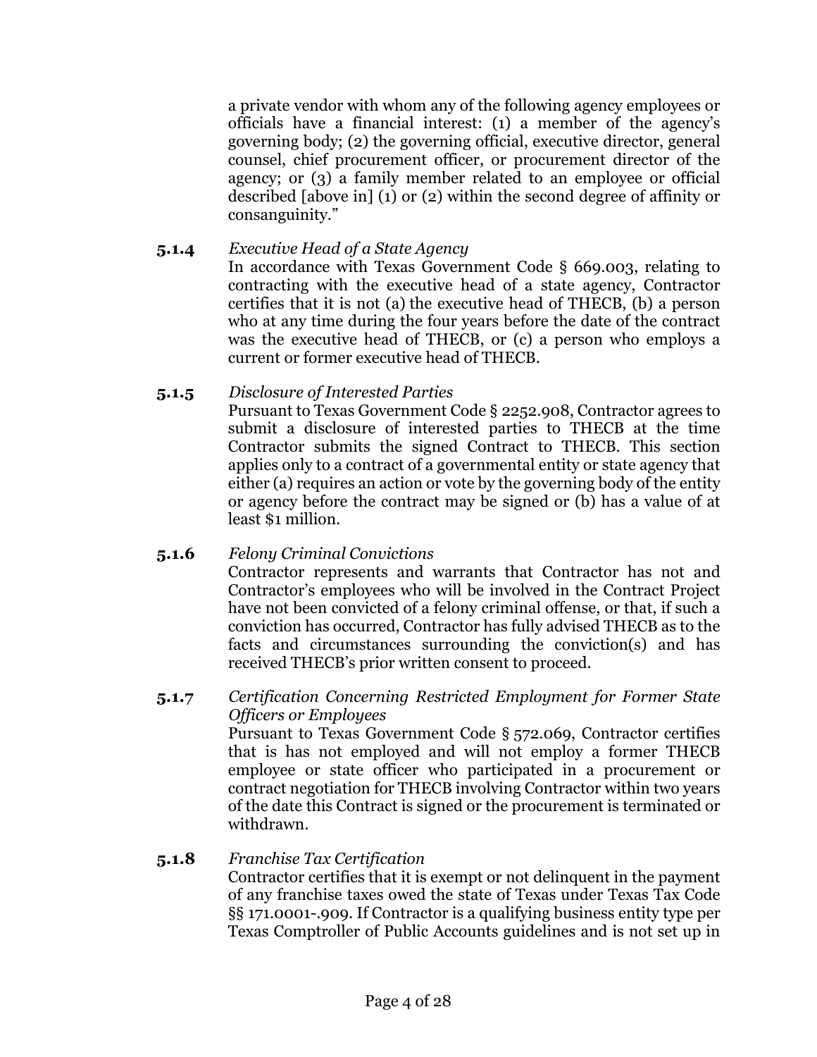a private vendor with whom any of the following agency employees or officials have a financial interest: (1) a member of the agency's governing body; (2) the governing official, executive director, general counsel, chief procurement officer, or procurement director of the agency; or (3) a family member related to an employee or official described [above in] (1) or (2) within the second degree of affinity or consanguinity."

**5.1.4** *Executive Head of a State Agency*

In accordance with Texas Government Code § 669.003, relating to contracting with the executive head of a state agency, Contractor certifies that it is not (a) the executive head of THECB, (b) a person who at any time during the four years before the date of the contract was the executive head of THECB, or (c) a person who employs a current or former executive head of THECB.

**5.1.5** *Disclosure of Interested Parties*

Pursuant to Texas Government Code § 2252.908, Contractor agrees to submit a disclosure of interested parties to THECB at the time Contractor submits the signed Contract to THECB. This section applies only to a contract of a governmental entity or state agency that either (a) requires an action or vote by the governing body of the entity or agency before the contract may be signed or (b) has a value of at least $1 million.

**5.1.6** *Felony Criminal Convictions*

Contractor represents and warrants that Contractor has not and Contractor's employees who will be involved in the Contract Project have not been convicted of a felony criminal offense, or that, if such a conviction has occurred, Contractor has fully advised THECB as to the facts and circumstances surrounding the conviction(s) and has received THECB's prior written consent to proceed.

**5.1.7** *Certification Concerning Restricted Employment for Former State Officers or Employees*

Pursuant to Texas Government Code § 572.069, Contractor certifies that is has not employed and will not employ a former THECB employee or state officer who participated in a procurement or contract negotiation for THECB involving Contractor within two years of the date this Contract is signed or the procurement is terminated or withdrawn.

**5.1.8** *Franchise Tax Certification*

Contractor certifies that it is exempt or not delinquent in the payment of any franchise taxes owed the state of Texas under Texas Tax Code §§ 171.0001-.909. If Contractor is a qualifying business entity type per Texas Comptroller of Public Accounts guidelines and is not set up in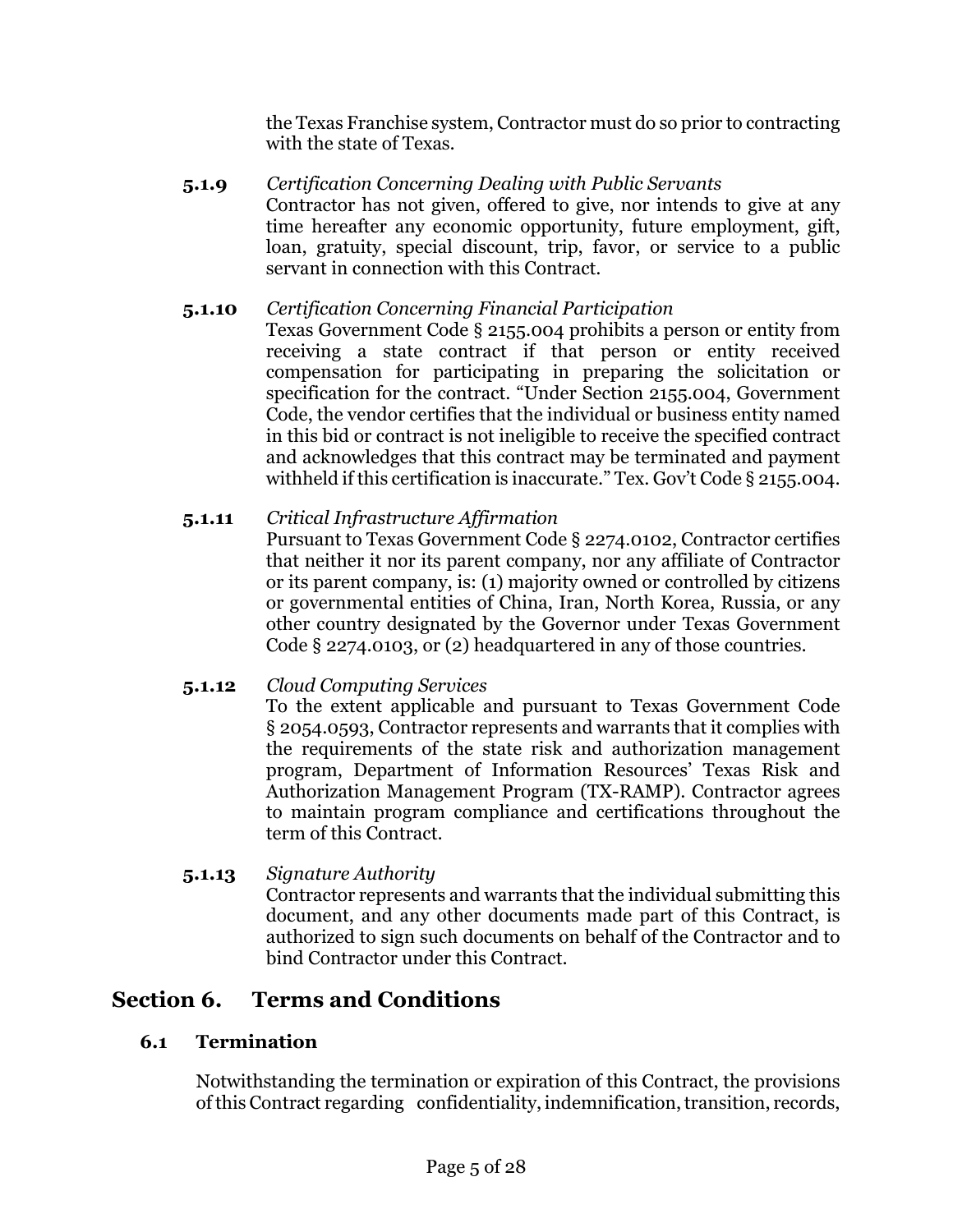the Texas Franchise system, Contractor must do so prior to contracting with the state of Texas.

**5.1.9** *Certification Concerning Dealing with Public Servants*
Contractor has not given, offered to give, nor intends to give at any time hereafter any economic opportunity, future employment, gift, loan, gratuity, special discount, trip, favor, or service to a public servant in connection with this Contract.

**5.1.10** *Certification Concerning Financial Participation*
Texas Government Code § 2155.004 prohibits a person or entity from receiving a state contract if that person or entity received compensation for participating in preparing the solicitation or specification for the contract. "Under Section 2155.004, Government Code, the vendor certifies that the individual or business entity named in this bid or contract is not ineligible to receive the specified contract and acknowledges that this contract may be terminated and payment withheld if this certification is inaccurate." Tex. Gov't Code § 2155.004.

**5.1.11** *Critical Infrastructure Affirmation*
Pursuant to Texas Government Code § 2274.0102, Contractor certifies that neither it nor its parent company, nor any affiliate of Contractor or its parent company, is: (1) majority owned or controlled by citizens or governmental entities of China, Iran, North Korea, Russia, or any other country designated by the Governor under Texas Government Code § 2274.0103, or (2) headquartered in any of those countries.

**5.1.12** *Cloud Computing Services*
To the extent applicable and pursuant to Texas Government Code § 2054.0593, Contractor represents and warrants that it complies with the requirements of the state risk and authorization management program, Department of Information Resources' Texas Risk and Authorization Management Program (TX-RAMP). Contractor agrees to maintain program compliance and certifications throughout the term of this Contract.

**5.1.13** *Signature Authority*
Contractor represents and warrants that the individual submitting this document, and any other documents made part of this Contract, is authorized to sign such documents on behalf of the Contractor and to bind Contractor under this Contract.

## Section 6. Terms and Conditions

### 6.1 Termination

Notwithstanding the termination or expiration of this Contract, the provisions of this Contract regarding confidentiality, indemnification, transition, records,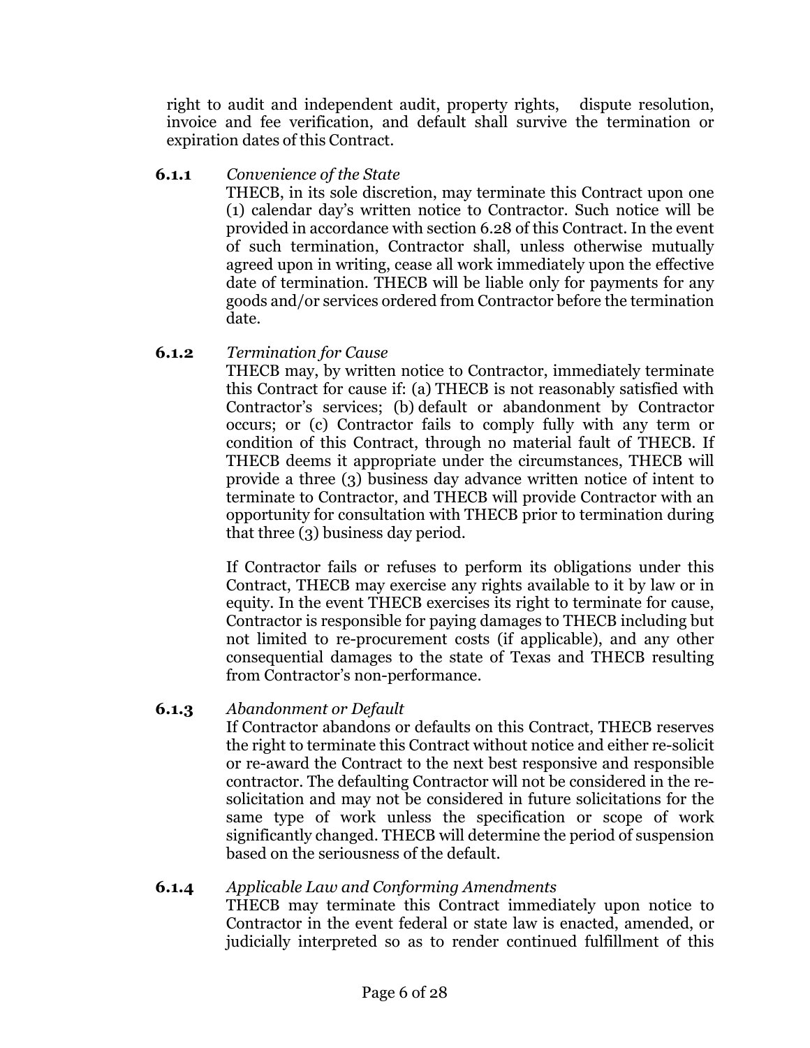right to audit and independent audit, property rights, dispute resolution, invoice and fee verification, and default shall survive the termination or expiration dates of this Contract.

**6.1.1** *Convenience of the State*

THECB, in its sole discretion, may terminate this Contract upon one (1) calendar day's written notice to Contractor. Such notice will be provided in accordance with section 6.28 of this Contract. In the event of such termination, Contractor shall, unless otherwise mutually agreed upon in writing, cease all work immediately upon the effective date of termination. THECB will be liable only for payments for any goods and/or services ordered from Contractor before the termination date.

**6.1.2** *Termination for Cause*

THECB may, by written notice to Contractor, immediately terminate this Contract for cause if: (a) THECB is not reasonably satisfied with Contractor's services; (b) default or abandonment by Contractor occurs; or (c) Contractor fails to comply fully with any term or condition of this Contract, through no material fault of THECB. If THECB deems it appropriate under the circumstances, THECB will provide a three (3) business day advance written notice of intent to terminate to Contractor, and THECB will provide Contractor with an opportunity for consultation with THECB prior to termination during that three (3) business day period.

If Contractor fails or refuses to perform its obligations under this Contract, THECB may exercise any rights available to it by law or in equity. In the event THECB exercises its right to terminate for cause, Contractor is responsible for paying damages to THECB including but not limited to re-procurement costs (if applicable), and any other consequential damages to the state of Texas and THECB resulting from Contractor's non-performance.

**6.1.3** *Abandonment or Default*

If Contractor abandons or defaults on this Contract, THECB reserves the right to terminate this Contract without notice and either re-solicit or re-award the Contract to the next best responsive and responsible contractor. The defaulting Contractor will not be considered in the re-solicitation and may not be considered in future solicitations for the same type of work unless the specification or scope of work significantly changed. THECB will determine the period of suspension based on the seriousness of the default.

**6.1.4** *Applicable Law and Conforming Amendments*

THECB may terminate this Contract immediately upon notice to Contractor in the event federal or state law is enacted, amended, or judicially interpreted so as to render continued fulfillment of this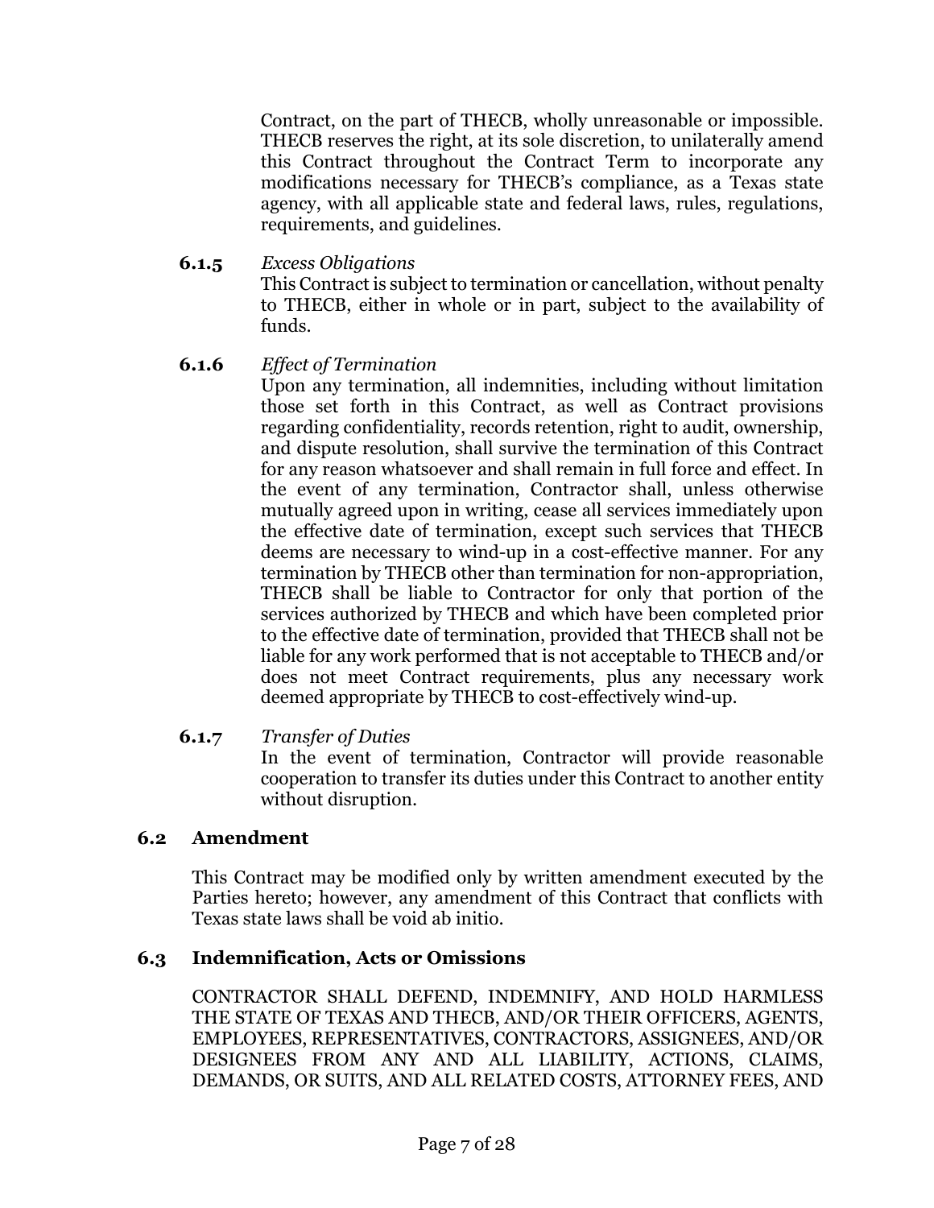Contract, on the part of THECB, wholly unreasonable or impossible. THECB reserves the right, at its sole discretion, to unilaterally amend this Contract throughout the Contract Term to incorporate any modifications necessary for THECB's compliance, as a Texas state agency, with all applicable state and federal laws, rules, regulations, requirements, and guidelines.

**6.1.5** *Excess Obligations*

This Contract is subject to termination or cancellation, without penalty to THECB, either in whole or in part, subject to the availability of funds.

**6.1.6** *Effect of Termination*

Upon any termination, all indemnities, including without limitation those set forth in this Contract, as well as Contract provisions regarding confidentiality, records retention, right to audit, ownership, and dispute resolution, shall survive the termination of this Contract for any reason whatsoever and shall remain in full force and effect. In the event of any termination, Contractor shall, unless otherwise mutually agreed upon in writing, cease all services immediately upon the effective date of termination, except such services that THECB deems are necessary to wind-up in a cost-effective manner. For any termination by THECB other than termination for non-appropriation, THECB shall be liable to Contractor for only that portion of the services authorized by THECB and which have been completed prior to the effective date of termination, provided that THECB shall not be liable for any work performed that is not acceptable to THECB and/or does not meet Contract requirements, plus any necessary work deemed appropriate by THECB to cost-effectively wind-up.

**6.1.7** *Transfer of Duties*

In the event of termination, Contractor will provide reasonable cooperation to transfer its duties under this Contract to another entity without disruption.

## 6.2 Amendment

This Contract may be modified only by written amendment executed by the Parties hereto; however, any amendment of this Contract that conflicts with Texas state laws shall be void ab initio.

## 6.3 Indemnification, Acts or Omissions

CONTRACTOR SHALL DEFEND, INDEMNIFY, AND HOLD HARMLESS THE STATE OF TEXAS AND THECB, AND/OR THEIR OFFICERS, AGENTS, EMPLOYEES, REPRESENTATIVES, CONTRACTORS, ASSIGNEES, AND/OR DESIGNEES FROM ANY AND ALL LIABILITY, ACTIONS, CLAIMS, DEMANDS, OR SUITS, AND ALL RELATED COSTS, ATTORNEY FEES, AND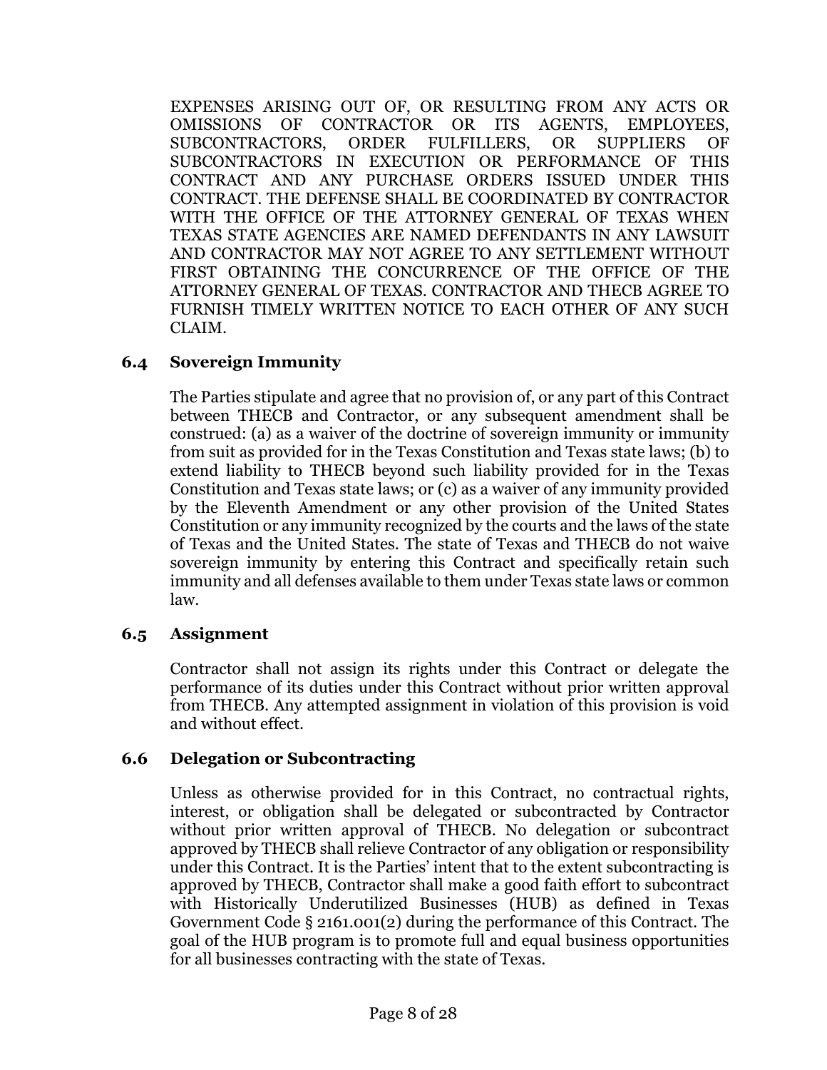EXPENSES ARISING OUT OF, OR RESULTING FROM ANY ACTS OR OMISSIONS OF CONTRACTOR OR ITS AGENTS, EMPLOYEES, SUBCONTRACTORS, ORDER FULFILLERS, OR SUPPLIERS OF SUBCONTRACTORS IN EXECUTION OR PERFORMANCE OF THIS CONTRACT AND ANY PURCHASE ORDERS ISSUED UNDER THIS CONTRACT. THE DEFENSE SHALL BE COORDINATED BY CONTRACTOR WITH THE OFFICE OF THE ATTORNEY GENERAL OF TEXAS WHEN TEXAS STATE AGENCIES ARE NAMED DEFENDANTS IN ANY LAWSUIT AND CONTRACTOR MAY NOT AGREE TO ANY SETTLEMENT WITHOUT FIRST OBTAINING THE CONCURRENCE OF THE OFFICE OF THE ATTORNEY GENERAL OF TEXAS. CONTRACTOR AND THECB AGREE TO FURNISH TIMELY WRITTEN NOTICE TO EACH OTHER OF ANY SUCH CLAIM.

### 6.4 Sovereign Immunity

The Parties stipulate and agree that no provision of, or any part of this Contract between THECB and Contractor, or any subsequent amendment shall be construed: (a) as a waiver of the doctrine of sovereign immunity or immunity from suit as provided for in the Texas Constitution and Texas state laws; (b) to extend liability to THECB beyond such liability provided for in the Texas Constitution and Texas state laws; or (c) as a waiver of any immunity provided by the Eleventh Amendment or any other provision of the United States Constitution or any immunity recognized by the courts and the laws of the state of Texas and the United States. The state of Texas and THECB do not waive sovereign immunity by entering this Contract and specifically retain such immunity and all defenses available to them under Texas state laws or common law.

### 6.5 Assignment

Contractor shall not assign its rights under this Contract or delegate the performance of its duties under this Contract without prior written approval from THECB. Any attempted assignment in violation of this provision is void and without effect.

### 6.6 Delegation or Subcontracting

Unless as otherwise provided for in this Contract, no contractual rights, interest, or obligation shall be delegated or subcontracted by Contractor without prior written approval of THECB. No delegation or subcontract approved by THECB shall relieve Contractor of any obligation or responsibility under this Contract. It is the Parties' intent that to the extent subcontracting is approved by THECB, Contractor shall make a good faith effort to subcontract with Historically Underutilized Businesses (HUB) as defined in Texas Government Code § 2161.001(2) during the performance of this Contract. The goal of the HUB program is to promote full and equal business opportunities for all businesses contracting with the state of Texas.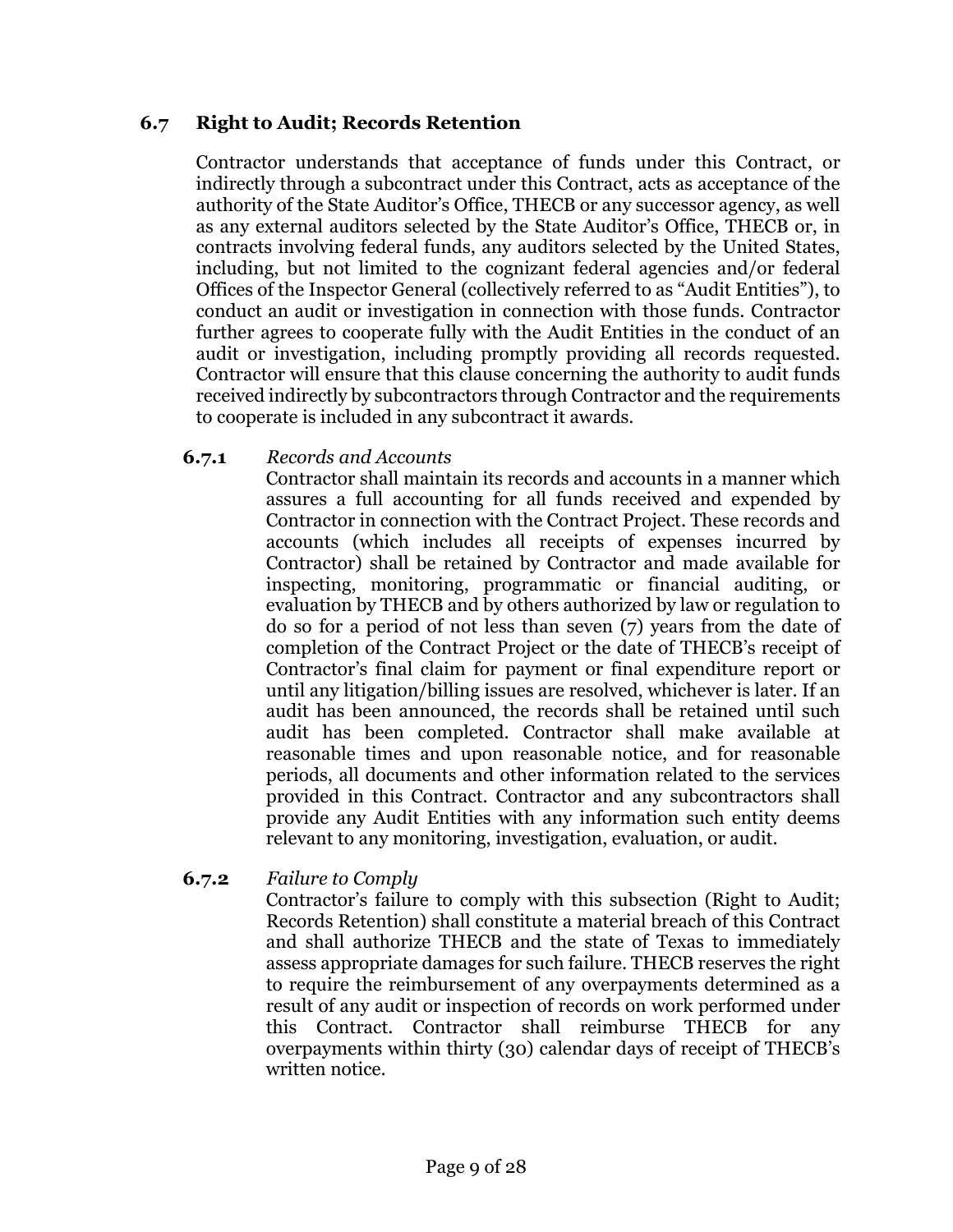### 6.7 Right to Audit; Records Retention

Contractor understands that acceptance of funds under this Contract, or indirectly through a subcontract under this Contract, acts as acceptance of the authority of the State Auditor's Office, THECB or any successor agency, as well as any external auditors selected by the State Auditor's Office, THECB or, in contracts involving federal funds, any auditors selected by the United States, including, but not limited to the cognizant federal agencies and/or federal Offices of the Inspector General (collectively referred to as "Audit Entities"), to conduct an audit or investigation in connection with those funds. Contractor further agrees to cooperate fully with the Audit Entities in the conduct of an audit or investigation, including promptly providing all records requested. Contractor will ensure that this clause concerning the authority to audit funds received indirectly by subcontractors through Contractor and the requirements to cooperate is included in any subcontract it awards.

**6.7.1** *Records and Accounts*

Contractor shall maintain its records and accounts in a manner which assures a full accounting for all funds received and expended by Contractor in connection with the Contract Project. These records and accounts (which includes all receipts of expenses incurred by Contractor) shall be retained by Contractor and made available for inspecting, monitoring, programmatic or financial auditing, or evaluation by THECB and by others authorized by law or regulation to do so for a period of not less than seven (7) years from the date of completion of the Contract Project or the date of THECB's receipt of Contractor's final claim for payment or final expenditure report or until any litigation/billing issues are resolved, whichever is later. If an audit has been announced, the records shall be retained until such audit has been completed. Contractor shall make available at reasonable times and upon reasonable notice, and for reasonable periods, all documents and other information related to the services provided in this Contract. Contractor and any subcontractors shall provide any Audit Entities with any information such entity deems relevant to any monitoring, investigation, evaluation, or audit.

**6.7.2** *Failure to Comply*

Contractor's failure to comply with this subsection (Right to Audit; Records Retention) shall constitute a material breach of this Contract and shall authorize THECB and the state of Texas to immediately assess appropriate damages for such failure. THECB reserves the right to require the reimbursement of any overpayments determined as a result of any audit or inspection of records on work performed under this Contract. Contractor shall reimburse THECB for any overpayments within thirty (30) calendar days of receipt of THECB's written notice.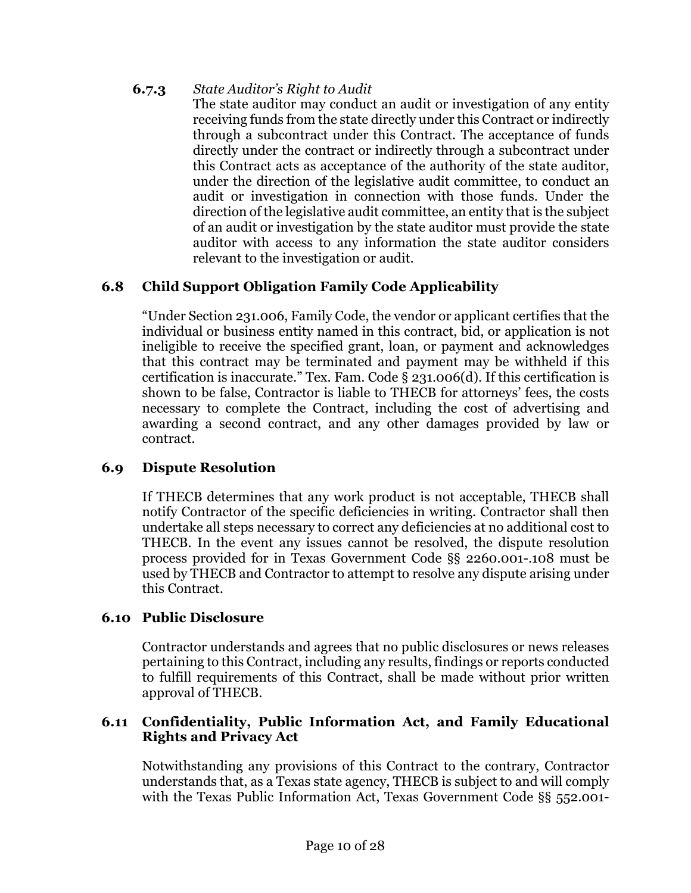#### 6.7.3 *State Auditor's Right to Audit*

The state auditor may conduct an audit or investigation of any entity receiving funds from the state directly under this Contract or indirectly through a subcontract under this Contract. The acceptance of funds directly under the contract or indirectly through a subcontract under this Contract acts as acceptance of the authority of the state auditor, under the direction of the legislative audit committee, to conduct an audit or investigation in connection with those funds. Under the direction of the legislative audit committee, an entity that is the subject of an audit or investigation by the state auditor must provide the state auditor with access to any information the state auditor considers relevant to the investigation or audit.

### 6.8 Child Support Obligation Family Code Applicability

"Under Section 231.006, Family Code, the vendor or applicant certifies that the individual or business entity named in this contract, bid, or application is not ineligible to receive the specified grant, loan, or payment and acknowledges that this contract may be terminated and payment may be withheld if this certification is inaccurate." Tex. Fam. Code § 231.006(d). If this certification is shown to be false, Contractor is liable to THECB for attorneys' fees, the costs necessary to complete the Contract, including the cost of advertising and awarding a second contract, and any other damages provided by law or contract.

### 6.9 Dispute Resolution

If THECB determines that any work product is not acceptable, THECB shall notify Contractor of the specific deficiencies in writing. Contractor shall then undertake all steps necessary to correct any deficiencies at no additional cost to THECB. In the event any issues cannot be resolved, the dispute resolution process provided for in Texas Government Code §§ 2260.001-.108 must be used by THECB and Contractor to attempt to resolve any dispute arising under this Contract.

### 6.10 Public Disclosure

Contractor understands and agrees that no public disclosures or news releases pertaining to this Contract, including any results, findings or reports conducted to fulfill requirements of this Contract, shall be made without prior written approval of THECB.

### 6.11 Confidentiality, Public Information Act, and Family Educational Rights and Privacy Act

Notwithstanding any provisions of this Contract to the contrary, Contractor understands that, as a Texas state agency, THECB is subject to and will comply with the Texas Public Information Act, Texas Government Code §§ 552.001-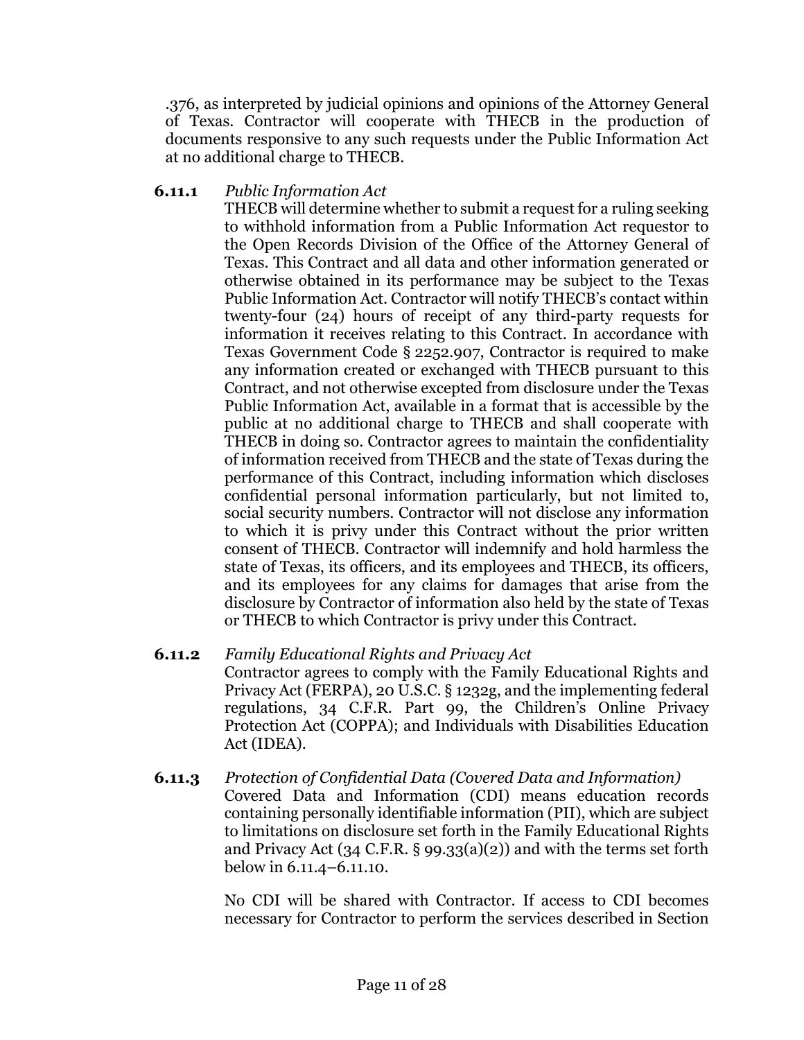.376, as interpreted by judicial opinions and opinions of the Attorney General of Texas. Contractor will cooperate with THECB in the production of documents responsive to any such requests under the Public Information Act at no additional charge to THECB.

**6.11.1** *Public Information Act*

THECB will determine whether to submit a request for a ruling seeking to withhold information from a Public Information Act requestor to the Open Records Division of the Office of the Attorney General of Texas. This Contract and all data and other information generated or otherwise obtained in its performance may be subject to the Texas Public Information Act. Contractor will notify THECB's contact within twenty-four (24) hours of receipt of any third-party requests for information it receives relating to this Contract. In accordance with Texas Government Code § 2252.907, Contractor is required to make any information created or exchanged with THECB pursuant to this Contract, and not otherwise excepted from disclosure under the Texas Public Information Act, available in a format that is accessible by the public at no additional charge to THECB and shall cooperate with THECB in doing so. Contractor agrees to maintain the confidentiality of information received from THECB and the state of Texas during the performance of this Contract, including information which discloses confidential personal information particularly, but not limited to, social security numbers. Contractor will not disclose any information to which it is privy under this Contract without the prior written consent of THECB. Contractor will indemnify and hold harmless the state of Texas, its officers, and its employees and THECB, its officers, and its employees for any claims for damages that arise from the disclosure by Contractor of information also held by the state of Texas or THECB to which Contractor is privy under this Contract.

**6.11.2** *Family Educational Rights and Privacy Act*

Contractor agrees to comply with the Family Educational Rights and Privacy Act (FERPA), 20 U.S.C. § 1232g, and the implementing federal regulations, 34 C.F.R. Part 99, the Children's Online Privacy Protection Act (COPPA); and Individuals with Disabilities Education Act (IDEA).

**6.11.3** *Protection of Confidential Data (Covered Data and Information)*

Covered Data and Information (CDI) means education records containing personally identifiable information (PII), which are subject to limitations on disclosure set forth in the Family Educational Rights and Privacy Act (34 C.F.R. § 99.33(a)(2)) and with the terms set forth below in 6.11.4–6.11.10.

No CDI will be shared with Contractor. If access to CDI becomes necessary for Contractor to perform the services described in Section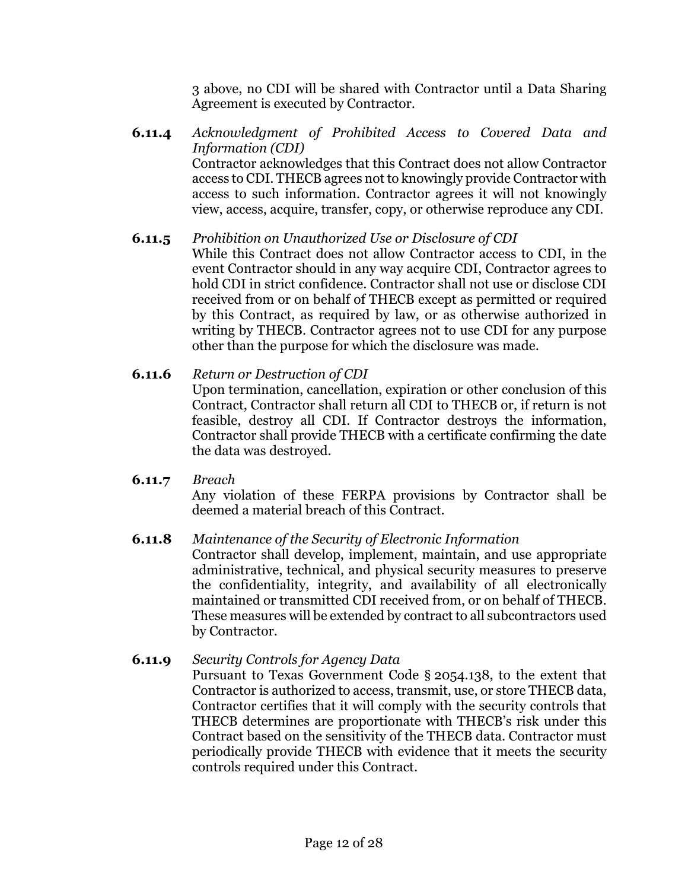3 above, no CDI will be shared with Contractor until a Data Sharing Agreement is executed by Contractor.

**6.11.4** *Acknowledgment of Prohibited Access to Covered Data and Information (CDI)*
Contractor acknowledges that this Contract does not allow Contractor access to CDI. THECB agrees not to knowingly provide Contractor with access to such information. Contractor agrees it will not knowingly view, access, acquire, transfer, copy, or otherwise reproduce any CDI.

**6.11.5** *Prohibition on Unauthorized Use or Disclosure of CDI*
While this Contract does not allow Contractor access to CDI, in the event Contractor should in any way acquire CDI, Contractor agrees to hold CDI in strict confidence. Contractor shall not use or disclose CDI received from or on behalf of THECB except as permitted or required by this Contract, as required by law, or as otherwise authorized in writing by THECB. Contractor agrees not to use CDI for any purpose other than the purpose for which the disclosure was made.

**6.11.6** *Return or Destruction of CDI*
Upon termination, cancellation, expiration or other conclusion of this Contract, Contractor shall return all CDI to THECB or, if return is not feasible, destroy all CDI. If Contractor destroys the information, Contractor shall provide THECB with a certificate confirming the date the data was destroyed.

**6.11.7** *Breach*
Any violation of these FERPA provisions by Contractor shall be deemed a material breach of this Contract.

**6.11.8** *Maintenance of the Security of Electronic Information*
Contractor shall develop, implement, maintain, and use appropriate administrative, technical, and physical security measures to preserve the confidentiality, integrity, and availability of all electronically maintained or transmitted CDI received from, or on behalf of THECB. These measures will be extended by contract to all subcontractors used by Contractor.

**6.11.9** *Security Controls for Agency Data*
Pursuant to Texas Government Code § 2054.138, to the extent that Contractor is authorized to access, transmit, use, or store THECB data, Contractor certifies that it will comply with the security controls that THECB determines are proportionate with THECB's risk under this Contract based on the sensitivity of the THECB data. Contractor must periodically provide THECB with evidence that it meets the security controls required under this Contract.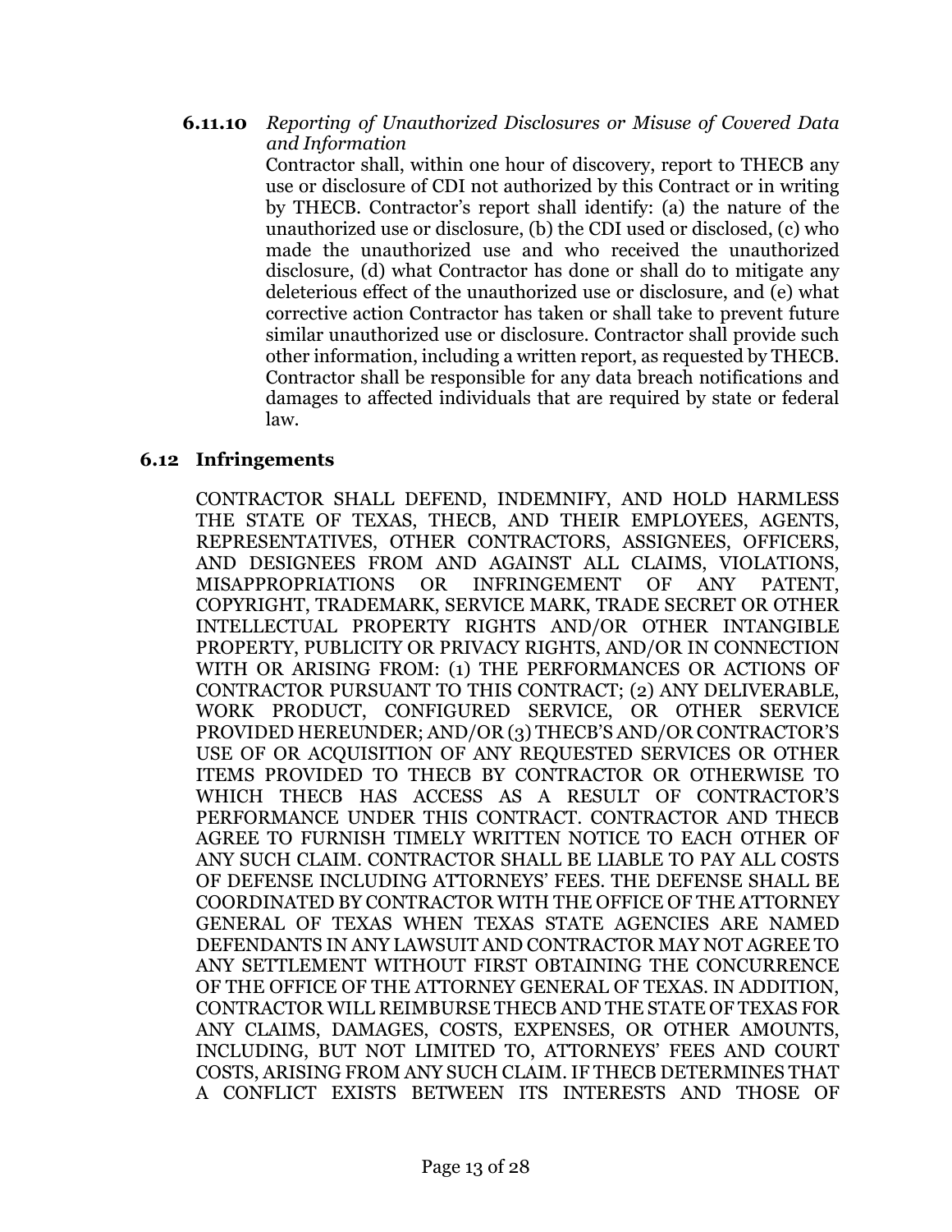**6.11.10** *Reporting of Unauthorized Disclosures or Misuse of Covered Data and Information*

Contractor shall, within one hour of discovery, report to THECB any use or disclosure of CDI not authorized by this Contract or in writing by THECB. Contractor's report shall identify: (a) the nature of the unauthorized use or disclosure, (b) the CDI used or disclosed, (c) who made the unauthorized use and who received the unauthorized disclosure, (d) what Contractor has done or shall do to mitigate any deleterious effect of the unauthorized use or disclosure, and (e) what corrective action Contractor has taken or shall take to prevent future similar unauthorized use or disclosure. Contractor shall provide such other information, including a written report, as requested by THECB. Contractor shall be responsible for any data breach notifications and damages to affected individuals that are required by state or federal law.

## 6.12 Infringements

CONTRACTOR SHALL DEFEND, INDEMNIFY, AND HOLD HARMLESS THE STATE OF TEXAS, THECB, AND THEIR EMPLOYEES, AGENTS, REPRESENTATIVES, OTHER CONTRACTORS, ASSIGNEES, OFFICERS, AND DESIGNEES FROM AND AGAINST ALL CLAIMS, VIOLATIONS, MISAPPROPRIATIONS OR INFRINGEMENT OF ANY PATENT, COPYRIGHT, TRADEMARK, SERVICE MARK, TRADE SECRET OR OTHER INTELLECTUAL PROPERTY RIGHTS AND/OR OTHER INTANGIBLE PROPERTY, PUBLICITY OR PRIVACY RIGHTS, AND/OR IN CONNECTION WITH OR ARISING FROM: (1) THE PERFORMANCES OR ACTIONS OF CONTRACTOR PURSUANT TO THIS CONTRACT; (2) ANY DELIVERABLE, WORK PRODUCT, CONFIGURED SERVICE, OR OTHER SERVICE PROVIDED HEREUNDER; AND/OR (3) THECB'S AND/OR CONTRACTOR'S USE OF OR ACQUISITION OF ANY REQUESTED SERVICES OR OTHER ITEMS PROVIDED TO THECB BY CONTRACTOR OR OTHERWISE TO WHICH THECB HAS ACCESS AS A RESULT OF CONTRACTOR'S PERFORMANCE UNDER THIS CONTRACT. CONTRACTOR AND THECB AGREE TO FURNISH TIMELY WRITTEN NOTICE TO EACH OTHER OF ANY SUCH CLAIM. CONTRACTOR SHALL BE LIABLE TO PAY ALL COSTS OF DEFENSE INCLUDING ATTORNEYS' FEES. THE DEFENSE SHALL BE COORDINATED BY CONTRACTOR WITH THE OFFICE OF THE ATTORNEY GENERAL OF TEXAS WHEN TEXAS STATE AGENCIES ARE NAMED DEFENDANTS IN ANY LAWSUIT AND CONTRACTOR MAY NOT AGREE TO ANY SETTLEMENT WITHOUT FIRST OBTAINING THE CONCURRENCE OF THE OFFICE OF THE ATTORNEY GENERAL OF TEXAS. IN ADDITION, CONTRACTOR WILL REIMBURSE THECB AND THE STATE OF TEXAS FOR ANY CLAIMS, DAMAGES, COSTS, EXPENSES, OR OTHER AMOUNTS, INCLUDING, BUT NOT LIMITED TO, ATTORNEYS' FEES AND COURT COSTS, ARISING FROM ANY SUCH CLAIM. IF THECB DETERMINES THAT A CONFLICT EXISTS BETWEEN ITS INTERESTS AND THOSE OF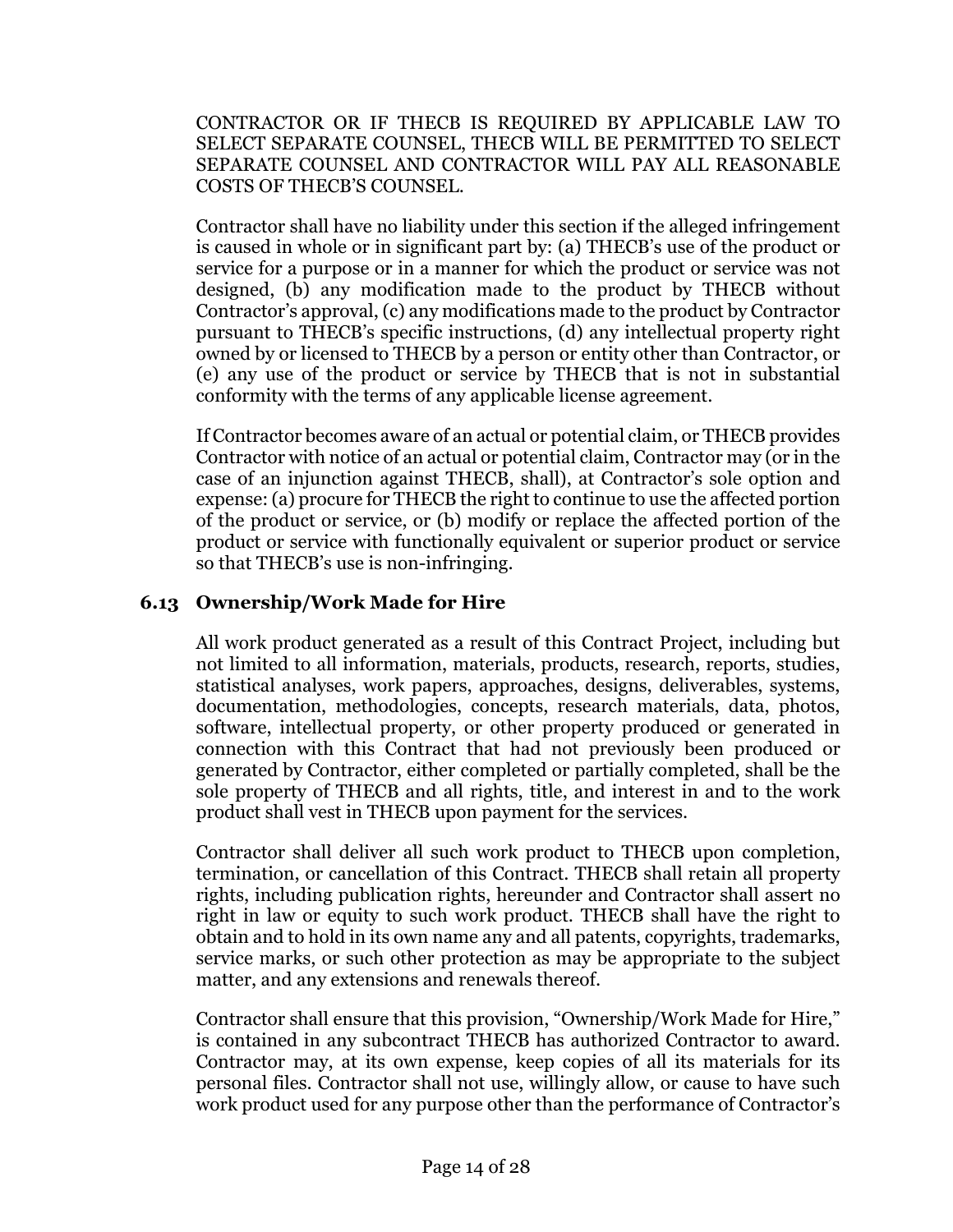CONTRACTOR OR IF THECB IS REQUIRED BY APPLICABLE LAW TO SELECT SEPARATE COUNSEL, THECB WILL BE PERMITTED TO SELECT SEPARATE COUNSEL AND CONTRACTOR WILL PAY ALL REASONABLE COSTS OF THECB'S COUNSEL.

Contractor shall have no liability under this section if the alleged infringement is caused in whole or in significant part by: (a) THECB's use of the product or service for a purpose or in a manner for which the product or service was not designed, (b) any modification made to the product by THECB without Contractor's approval, (c) any modifications made to the product by Contractor pursuant to THECB's specific instructions, (d) any intellectual property right owned by or licensed to THECB by a person or entity other than Contractor, or (e) any use of the product or service by THECB that is not in substantial conformity with the terms of any applicable license agreement.

If Contractor becomes aware of an actual or potential claim, or THECB provides Contractor with notice of an actual or potential claim, Contractor may (or in the case of an injunction against THECB, shall), at Contractor's sole option and expense: (a) procure for THECB the right to continue to use the affected portion of the product or service, or (b) modify or replace the affected portion of the product or service with functionally equivalent or superior product or service so that THECB's use is non-infringing.

### 6.13 Ownership/Work Made for Hire

All work product generated as a result of this Contract Project, including but not limited to all information, materials, products, research, reports, studies, statistical analyses, work papers, approaches, designs, deliverables, systems, documentation, methodologies, concepts, research materials, data, photos, software, intellectual property, or other property produced or generated in connection with this Contract that had not previously been produced or generated by Contractor, either completed or partially completed, shall be the sole property of THECB and all rights, title, and interest in and to the work product shall vest in THECB upon payment for the services.

Contractor shall deliver all such work product to THECB upon completion, termination, or cancellation of this Contract. THECB shall retain all property rights, including publication rights, hereunder and Contractor shall assert no right in law or equity to such work product. THECB shall have the right to obtain and to hold in its own name any and all patents, copyrights, trademarks, service marks, or such other protection as may be appropriate to the subject matter, and any extensions and renewals thereof.

Contractor shall ensure that this provision, "Ownership/Work Made for Hire," is contained in any subcontract THECB has authorized Contractor to award. Contractor may, at its own expense, keep copies of all its materials for its personal files. Contractor shall not use, willingly allow, or cause to have such work product used for any purpose other than the performance of Contractor's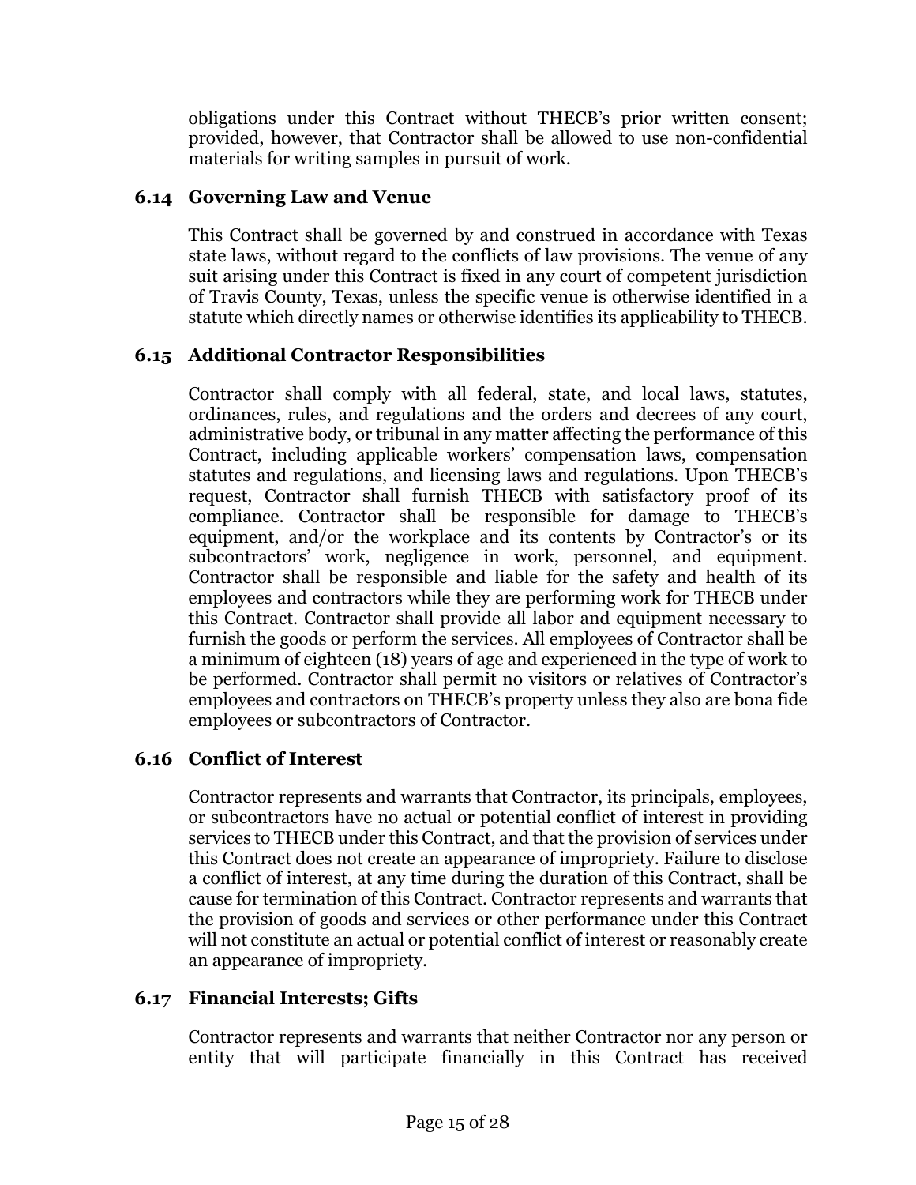obligations under this Contract without THECB's prior written consent; provided, however, that Contractor shall be allowed to use non-confidential materials for writing samples in pursuit of work.

### 6.14 Governing Law and Venue

This Contract shall be governed by and construed in accordance with Texas state laws, without regard to the conflicts of law provisions. The venue of any suit arising under this Contract is fixed in any court of competent jurisdiction of Travis County, Texas, unless the specific venue is otherwise identified in a statute which directly names or otherwise identifies its applicability to THECB.

### 6.15 Additional Contractor Responsibilities

Contractor shall comply with all federal, state, and local laws, statutes, ordinances, rules, and regulations and the orders and decrees of any court, administrative body, or tribunal in any matter affecting the performance of this Contract, including applicable workers' compensation laws, compensation statutes and regulations, and licensing laws and regulations. Upon THECB's request, Contractor shall furnish THECB with satisfactory proof of its compliance. Contractor shall be responsible for damage to THECB's equipment, and/or the workplace and its contents by Contractor's or its subcontractors' work, negligence in work, personnel, and equipment. Contractor shall be responsible and liable for the safety and health of its employees and contractors while they are performing work for THECB under this Contract. Contractor shall provide all labor and equipment necessary to furnish the goods or perform the services. All employees of Contractor shall be a minimum of eighteen (18) years of age and experienced in the type of work to be performed. Contractor shall permit no visitors or relatives of Contractor's employees and contractors on THECB's property unless they also are bona fide employees or subcontractors of Contractor.

### 6.16 Conflict of Interest

Contractor represents and warrants that Contractor, its principals, employees, or subcontractors have no actual or potential conflict of interest in providing services to THECB under this Contract, and that the provision of services under this Contract does not create an appearance of impropriety. Failure to disclose a conflict of interest, at any time during the duration of this Contract, shall be cause for termination of this Contract. Contractor represents and warrants that the provision of goods and services or other performance under this Contract will not constitute an actual or potential conflict of interest or reasonably create an appearance of impropriety.

### 6.17 Financial Interests; Gifts

Contractor represents and warrants that neither Contractor nor any person or entity that will participate financially in this Contract has received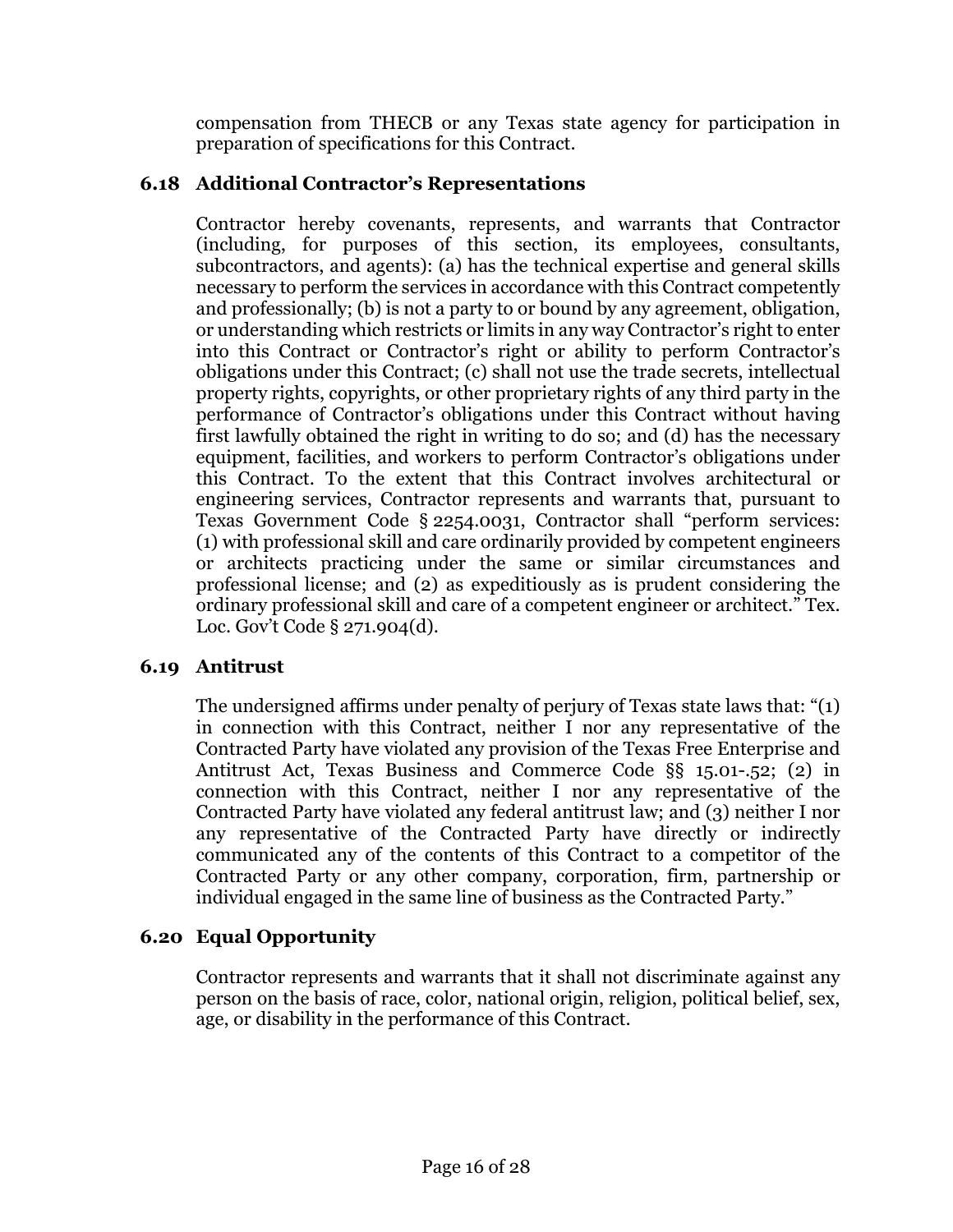compensation from THECB or any Texas state agency for participation in preparation of specifications for this Contract.

### 6.18 Additional Contractor's Representations

Contractor hereby covenants, represents, and warrants that Contractor (including, for purposes of this section, its employees, consultants, subcontractors, and agents): (a) has the technical expertise and general skills necessary to perform the services in accordance with this Contract competently and professionally; (b) is not a party to or bound by any agreement, obligation, or understanding which restricts or limits in any way Contractor's right to enter into this Contract or Contractor's right or ability to perform Contractor's obligations under this Contract; (c) shall not use the trade secrets, intellectual property rights, copyrights, or other proprietary rights of any third party in the performance of Contractor's obligations under this Contract without having first lawfully obtained the right in writing to do so; and (d) has the necessary equipment, facilities, and workers to perform Contractor's obligations under this Contract. To the extent that this Contract involves architectural or engineering services, Contractor represents and warrants that, pursuant to Texas Government Code § 2254.0031, Contractor shall "perform services: (1) with professional skill and care ordinarily provided by competent engineers or architects practicing under the same or similar circumstances and professional license; and (2) as expeditiously as is prudent considering the ordinary professional skill and care of a competent engineer or architect." Tex. Loc. Gov't Code § 271.904(d).

### 6.19 Antitrust

The undersigned affirms under penalty of perjury of Texas state laws that: "(1) in connection with this Contract, neither I nor any representative of the Contracted Party have violated any provision of the Texas Free Enterprise and Antitrust Act, Texas Business and Commerce Code §§ 15.01-.52; (2) in connection with this Contract, neither I nor any representative of the Contracted Party have violated any federal antitrust law; and (3) neither I nor any representative of the Contracted Party have directly or indirectly communicated any of the contents of this Contract to a competitor of the Contracted Party or any other company, corporation, firm, partnership or individual engaged in the same line of business as the Contracted Party."

### 6.20 Equal Opportunity

Contractor represents and warrants that it shall not discriminate against any person on the basis of race, color, national origin, religion, political belief, sex, age, or disability in the performance of this Contract.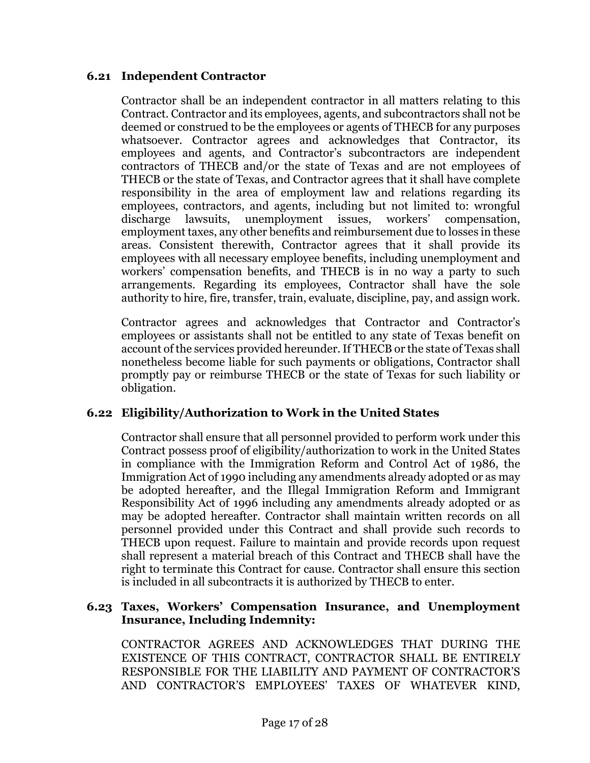### 6.21 Independent Contractor

Contractor shall be an independent contractor in all matters relating to this Contract. Contractor and its employees, agents, and subcontractors shall not be deemed or construed to be the employees or agents of THECB for any purposes whatsoever. Contractor agrees and acknowledges that Contractor, its employees and agents, and Contractor's subcontractors are independent contractors of THECB and/or the state of Texas and are not employees of THECB or the state of Texas, and Contractor agrees that it shall have complete responsibility in the area of employment law and relations regarding its employees, contractors, and agents, including but not limited to: wrongful discharge lawsuits, unemployment issues, workers' compensation, employment taxes, any other benefits and reimbursement due to losses in these areas. Consistent therewith, Contractor agrees that it shall provide its employees with all necessary employee benefits, including unemployment and workers' compensation benefits, and THECB is in no way a party to such arrangements. Regarding its employees, Contractor shall have the sole authority to hire, fire, transfer, train, evaluate, discipline, pay, and assign work.

Contractor agrees and acknowledges that Contractor and Contractor's employees or assistants shall not be entitled to any state of Texas benefit on account of the services provided hereunder. If THECB or the state of Texas shall nonetheless become liable for such payments or obligations, Contractor shall promptly pay or reimburse THECB or the state of Texas for such liability or obligation.

### 6.22 Eligibility/Authorization to Work in the United States

Contractor shall ensure that all personnel provided to perform work under this Contract possess proof of eligibility/authorization to work in the United States in compliance with the Immigration Reform and Control Act of 1986, the Immigration Act of 1990 including any amendments already adopted or as may be adopted hereafter, and the Illegal Immigration Reform and Immigrant Responsibility Act of 1996 including any amendments already adopted or as may be adopted hereafter. Contractor shall maintain written records on all personnel provided under this Contract and shall provide such records to THECB upon request. Failure to maintain and provide records upon request shall represent a material breach of this Contract and THECB shall have the right to terminate this Contract for cause. Contractor shall ensure this section is included in all subcontracts it is authorized by THECB to enter.

### 6.23 Taxes, Workers' Compensation Insurance, and Unemployment Insurance, Including Indemnity:

CONTRACTOR AGREES AND ACKNOWLEDGES THAT DURING THE EXISTENCE OF THIS CONTRACT, CONTRACTOR SHALL BE ENTIRELY RESPONSIBLE FOR THE LIABILITY AND PAYMENT OF CONTRACTOR'S AND CONTRACTOR'S EMPLOYEES' TAXES OF WHATEVER KIND,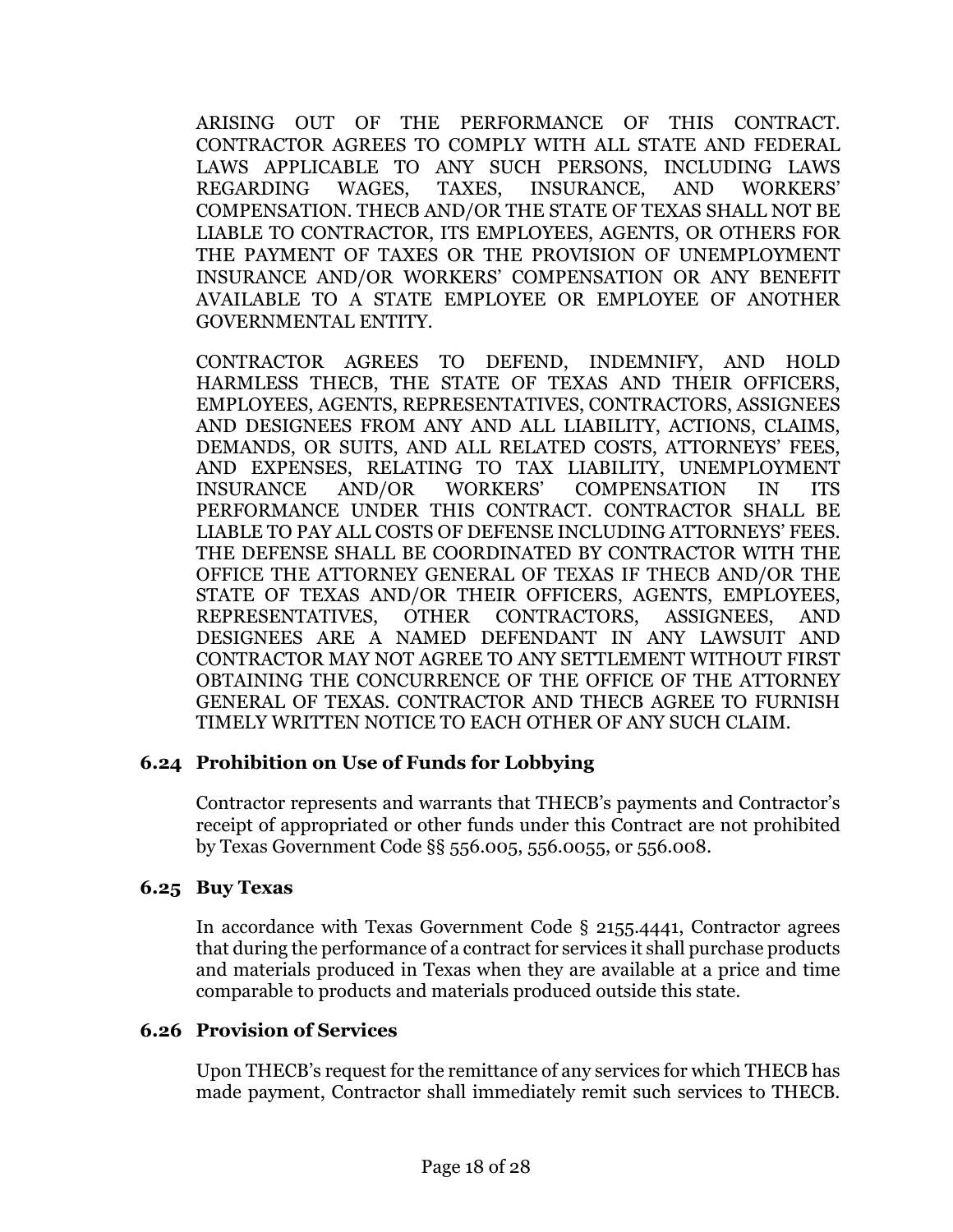ARISING OUT OF THE PERFORMANCE OF THIS CONTRACT. CONTRACTOR AGREES TO COMPLY WITH ALL STATE AND FEDERAL LAWS APPLICABLE TO ANY SUCH PERSONS, INCLUDING LAWS REGARDING WAGES, TAXES, INSURANCE, AND WORKERS' COMPENSATION. THECB AND/OR THE STATE OF TEXAS SHALL NOT BE LIABLE TO CONTRACTOR, ITS EMPLOYEES, AGENTS, OR OTHERS FOR THE PAYMENT OF TAXES OR THE PROVISION OF UNEMPLOYMENT INSURANCE AND/OR WORKERS' COMPENSATION OR ANY BENEFIT AVAILABLE TO A STATE EMPLOYEE OR EMPLOYEE OF ANOTHER GOVERNMENTAL ENTITY.

CONTRACTOR AGREES TO DEFEND, INDEMNIFY, AND HOLD HARMLESS THECB, THE STATE OF TEXAS AND THEIR OFFICERS, EMPLOYEES, AGENTS, REPRESENTATIVES, CONTRACTORS, ASSIGNEES AND DESIGNEES FROM ANY AND ALL LIABILITY, ACTIONS, CLAIMS, DEMANDS, OR SUITS, AND ALL RELATED COSTS, ATTORNEYS' FEES, AND EXPENSES, RELATING TO TAX LIABILITY, UNEMPLOYMENT INSURANCE AND/OR WORKERS' COMPENSATION IN ITS PERFORMANCE UNDER THIS CONTRACT. CONTRACTOR SHALL BE LIABLE TO PAY ALL COSTS OF DEFENSE INCLUDING ATTORNEYS' FEES. THE DEFENSE SHALL BE COORDINATED BY CONTRACTOR WITH THE OFFICE THE ATTORNEY GENERAL OF TEXAS IF THECB AND/OR THE STATE OF TEXAS AND/OR THEIR OFFICERS, AGENTS, EMPLOYEES, REPRESENTATIVES, OTHER CONTRACTORS, ASSIGNEES, AND DESIGNEES ARE A NAMED DEFENDANT IN ANY LAWSUIT AND CONTRACTOR MAY NOT AGREE TO ANY SETTLEMENT WITHOUT FIRST OBTAINING THE CONCURRENCE OF THE OFFICE OF THE ATTORNEY GENERAL OF TEXAS. CONTRACTOR AND THECB AGREE TO FURNISH TIMELY WRITTEN NOTICE TO EACH OTHER OF ANY SUCH CLAIM.

### 6.24 Prohibition on Use of Funds for Lobbying

Contractor represents and warrants that THECB's payments and Contractor's receipt of appropriated or other funds under this Contract are not prohibited by Texas Government Code §§ 556.005, 556.0055, or 556.008.

### 6.25 Buy Texas

In accordance with Texas Government Code § 2155.4441, Contractor agrees that during the performance of a contract for services it shall purchase products and materials produced in Texas when they are available at a price and time comparable to products and materials produced outside this state.

### 6.26 Provision of Services

Upon THECB's request for the remittance of any services for which THECB has made payment, Contractor shall immediately remit such services to THECB.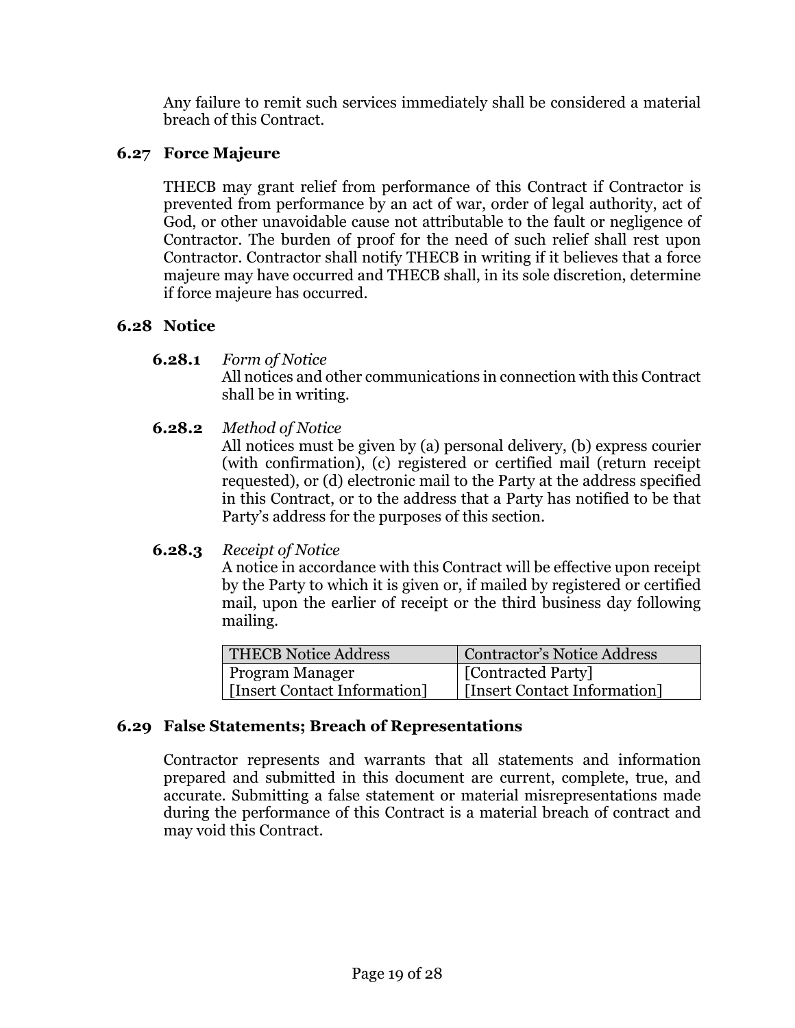Any failure to remit such services immediately shall be considered a material breach of this Contract.

### 6.27 Force Majeure

THECB may grant relief from performance of this Contract if Contractor is prevented from performance by an act of war, order of legal authority, act of God, or other unavoidable cause not attributable to the fault or negligence of Contractor. The burden of proof for the need of such relief shall rest upon Contractor. Contractor shall notify THECB in writing if it believes that a force majeure may have occurred and THECB shall, in its sole discretion, determine if force majeure has occurred.

### 6.28 Notice

**6.28.1** *Form of Notice*
All notices and other communications in connection with this Contract shall be in writing.

**6.28.2** *Method of Notice*
All notices must be given by (a) personal delivery, (b) express courier (with confirmation), (c) registered or certified mail (return receipt requested), or (d) electronic mail to the Party at the address specified in this Contract, or to the address that a Party has notified to be that Party's address for the purposes of this section.

**6.28.3** *Receipt of Notice*
A notice in accordance with this Contract will be effective upon receipt by the Party to which it is given or, if mailed by registered or certified mail, upon the earlier of receipt or the third business day following mailing.

| THECB Notice Address | Contractor's Notice Address |
|---|---|
| Program Manager<br>[Insert Contact Information] | [Contracted Party]<br>[Insert Contact Information] |

### 6.29 False Statements; Breach of Representations

Contractor represents and warrants that all statements and information prepared and submitted in this document are current, complete, true, and accurate. Submitting a false statement or material misrepresentations made during the performance of this Contract is a material breach of contract and may void this Contract.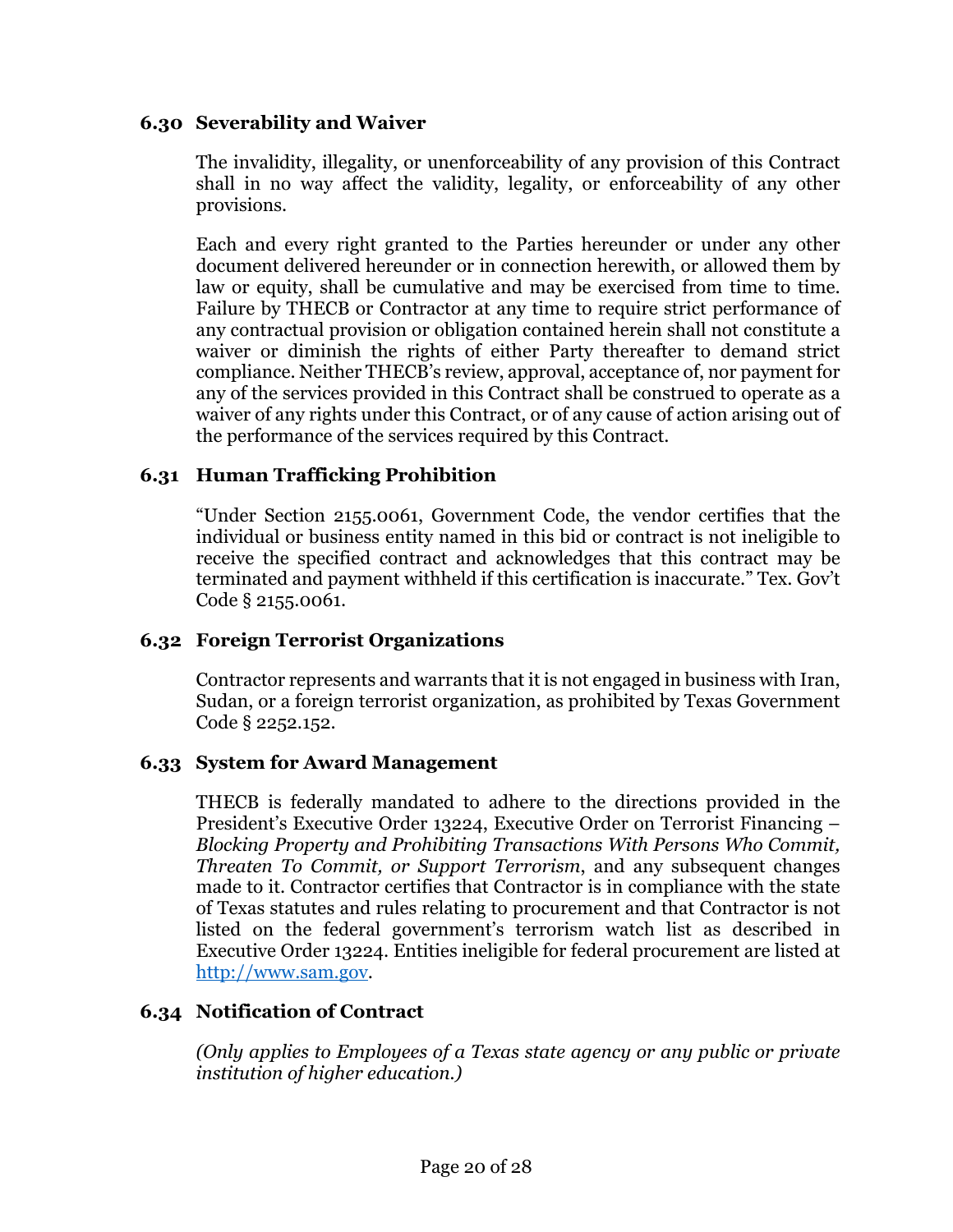### 6.30 Severability and Waiver

The invalidity, illegality, or unenforceability of any provision of this Contract shall in no way affect the validity, legality, or enforceability of any other provisions.

Each and every right granted to the Parties hereunder or under any other document delivered hereunder or in connection herewith, or allowed them by law or equity, shall be cumulative and may be exercised from time to time. Failure by THECB or Contractor at any time to require strict performance of any contractual provision or obligation contained herein shall not constitute a waiver or diminish the rights of either Party thereafter to demand strict compliance. Neither THECB's review, approval, acceptance of, nor payment for any of the services provided in this Contract shall be construed to operate as a waiver of any rights under this Contract, or of any cause of action arising out of the performance of the services required by this Contract.

### 6.31 Human Trafficking Prohibition

"Under Section 2155.0061, Government Code, the vendor certifies that the individual or business entity named in this bid or contract is not ineligible to receive the specified contract and acknowledges that this contract may be terminated and payment withheld if this certification is inaccurate." Tex. Gov't Code § 2155.0061.

### 6.32 Foreign Terrorist Organizations

Contractor represents and warrants that it is not engaged in business with Iran, Sudan, or a foreign terrorist organization, as prohibited by Texas Government Code § 2252.152.

### 6.33 System for Award Management

THECB is federally mandated to adhere to the directions provided in the President's Executive Order 13224, Executive Order on Terrorist Financing – *Blocking Property and Prohibiting Transactions With Persons Who Commit, Threaten To Commit, or Support Terrorism*, and any subsequent changes made to it. Contractor certifies that Contractor is in compliance with the state of Texas statutes and rules relating to procurement and that Contractor is not listed on the federal government's terrorism watch list as described in Executive Order 13224. Entities ineligible for federal procurement are listed at [http://www.sam.gov](http://www.sam.gov).

### 6.34 Notification of Contract

*(Only applies to Employees of a Texas state agency or any public or private institution of higher education.)*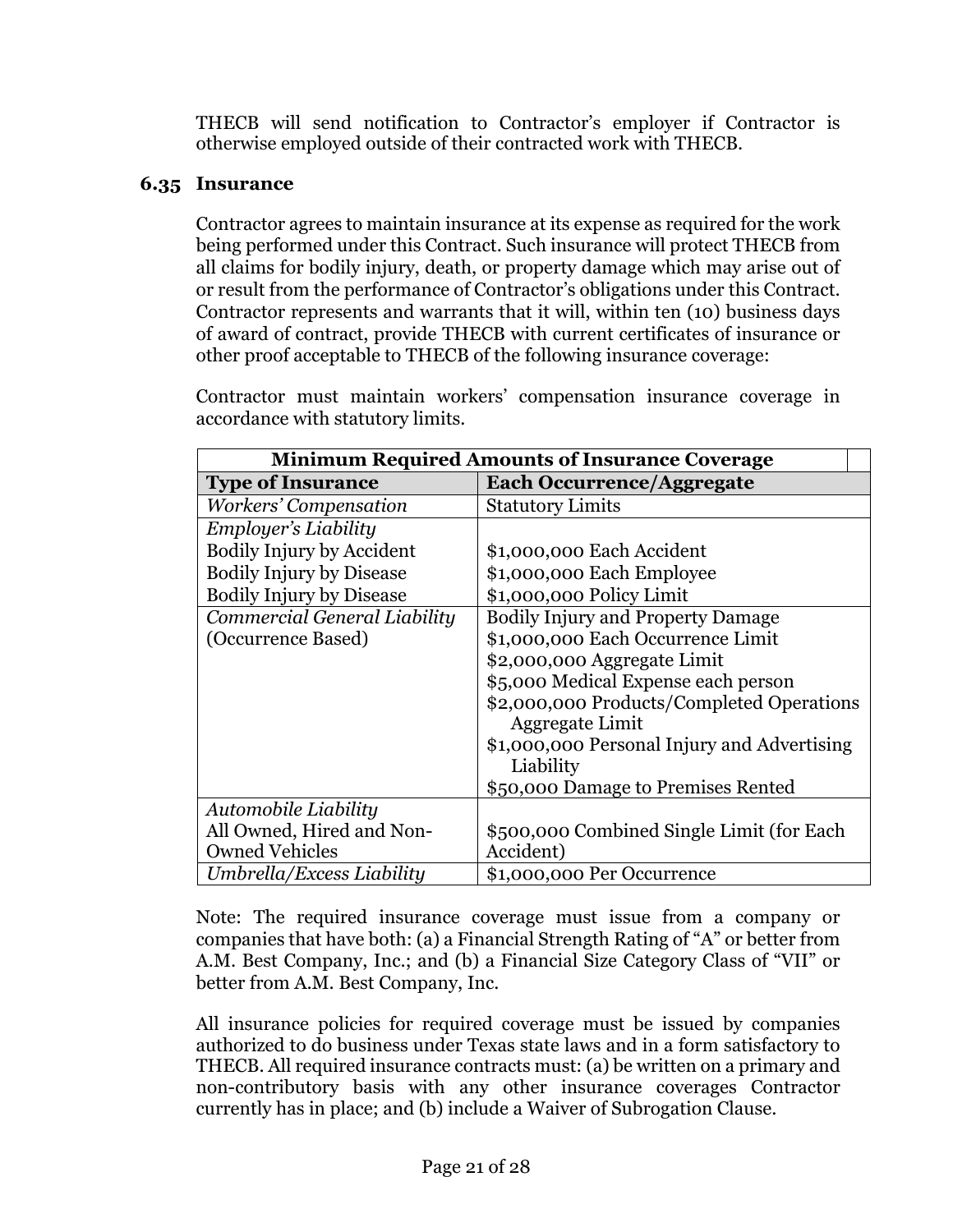THECB will send notification to Contractor's employer if Contractor is otherwise employed outside of their contracted work with THECB.

### 6.35 Insurance

Contractor agrees to maintain insurance at its expense as required for the work being performed under this Contract. Such insurance will protect THECB from all claims for bodily injury, death, or property damage which may arise out of or result from the performance of Contractor's obligations under this Contract. Contractor represents and warrants that it will, within ten (10) business days of award of contract, provide THECB with current certificates of insurance or other proof acceptable to THECB of the following insurance coverage:

Contractor must maintain workers' compensation insurance coverage in accordance with statutory limits.

| **Minimum Required Amounts of Insurance Coverage** | |
|---|---|
| **Type of Insurance** | **Each Occurrence/Aggregate** |
| *Workers' Compensation* | Statutory Limits |
| *Employer's Liability*<br>Bodily Injury by Accident<br>Bodily Injury by Disease<br>Bodily Injury by Disease | <br>$1,000,000 Each Accident<br>$1,000,000 Each Employee<br>$1,000,000 Policy Limit |
| *Commercial General Liability*<br>(Occurrence Based) | Bodily Injury and Property Damage<br>$1,000,000 Each Occurrence Limit<br>$2,000,000 Aggregate Limit<br>$5,000 Medical Expense each person<br>$2,000,000 Products/Completed Operations Aggregate Limit<br>$1,000,000 Personal Injury and Advertising Liability<br>$50,000 Damage to Premises Rented |
| *Automobile Liability*<br>All Owned, Hired and Non-Owned Vehicles | <br>$500,000 Combined Single Limit (for Each Accident) |
| *Umbrella/Excess Liability* | $1,000,000 Per Occurrence |

Note: The required insurance coverage must issue from a company or companies that have both: (a) a Financial Strength Rating of "A" or better from A.M. Best Company, Inc.; and (b) a Financial Size Category Class of "VII" or better from A.M. Best Company, Inc.

All insurance policies for required coverage must be issued by companies authorized to do business under Texas state laws and in a form satisfactory to THECB. All required insurance contracts must: (a) be written on a primary and non-contributory basis with any other insurance coverages Contractor currently has in place; and (b) include a Waiver of Subrogation Clause.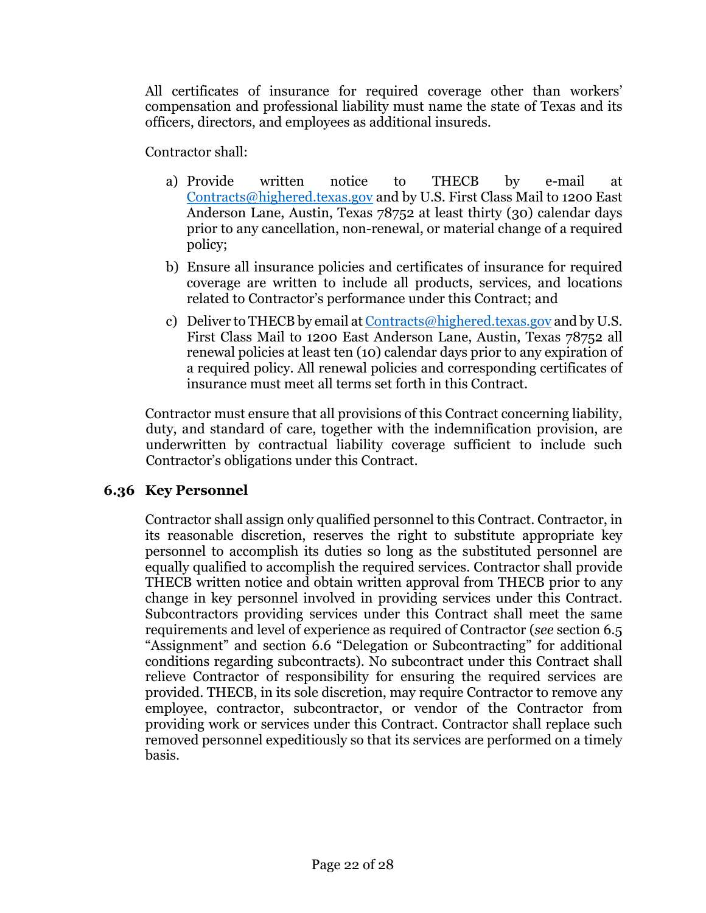All certificates of insurance for required coverage other than workers' compensation and professional liability must name the state of Texas and its officers, directors, and employees as additional insureds.

Contractor shall:

a) Provide written notice to THECB by e-mail at [Contracts@highered.texas.gov](mailto:Contracts@highered.texas.gov) and by U.S. First Class Mail to 1200 East Anderson Lane, Austin, Texas 78752 at least thirty (30) calendar days prior to any cancellation, non-renewal, or material change of a required policy;

b) Ensure all insurance policies and certificates of insurance for required coverage are written to include all products, services, and locations related to Contractor's performance under this Contract; and

c) Deliver to THECB by email at [Contracts@highered.texas.gov](mailto:Contracts@highered.texas.gov) and by U.S. First Class Mail to 1200 East Anderson Lane, Austin, Texas 78752 all renewal policies at least ten (10) calendar days prior to any expiration of a required policy. All renewal policies and corresponding certificates of insurance must meet all terms set forth in this Contract.

Contractor must ensure that all provisions of this Contract concerning liability, duty, and standard of care, together with the indemnification provision, are underwritten by contractual liability coverage sufficient to include such Contractor's obligations under this Contract.

### 6.36 Key Personnel

Contractor shall assign only qualified personnel to this Contract. Contractor, in its reasonable discretion, reserves the right to substitute appropriate key personnel to accomplish its duties so long as the substituted personnel are equally qualified to accomplish the required services. Contractor shall provide THECB written notice and obtain written approval from THECB prior to any change in key personnel involved in providing services under this Contract. Subcontractors providing services under this Contract shall meet the same requirements and level of experience as required of Contractor (*see* section 6.5 "Assignment" and section 6.6 "Delegation or Subcontracting" for additional conditions regarding subcontracts). No subcontract under this Contract shall relieve Contractor of responsibility for ensuring the required services are provided. THECB, in its sole discretion, may require Contractor to remove any employee, contractor, subcontractor, or vendor of the Contractor from providing work or services under this Contract. Contractor shall replace such removed personnel expeditiously so that its services are performed on a timely basis.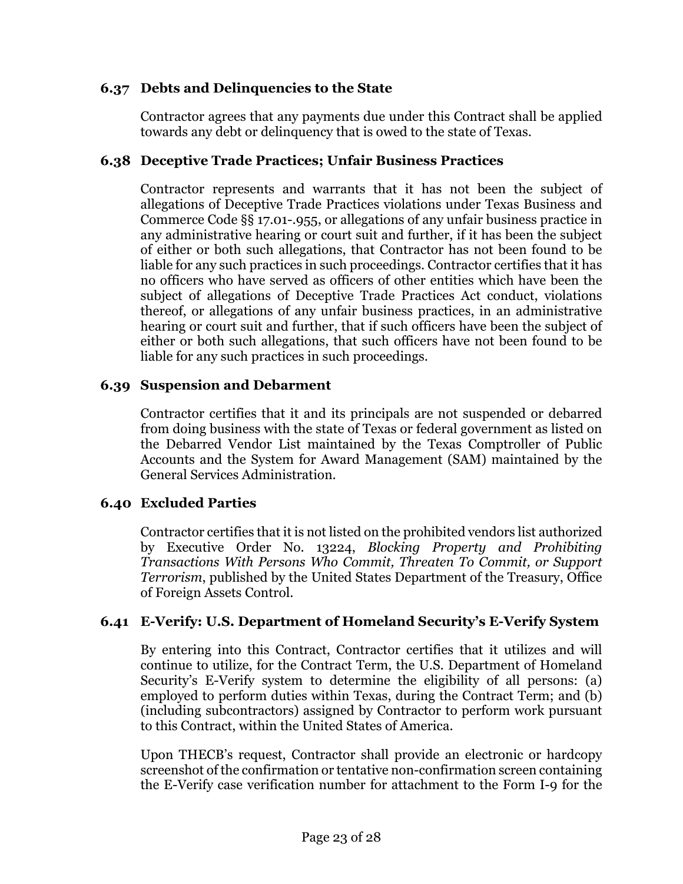### 6.37 Debts and Delinquencies to the State

Contractor agrees that any payments due under this Contract shall be applied towards any debt or delinquency that is owed to the state of Texas.

### 6.38 Deceptive Trade Practices; Unfair Business Practices

Contractor represents and warrants that it has not been the subject of allegations of Deceptive Trade Practices violations under Texas Business and Commerce Code §§ 17.01-.955, or allegations of any unfair business practice in any administrative hearing or court suit and further, if it has been the subject of either or both such allegations, that Contractor has not been found to be liable for any such practices in such proceedings. Contractor certifies that it has no officers who have served as officers of other entities which have been the subject of allegations of Deceptive Trade Practices Act conduct, violations thereof, or allegations of any unfair business practices, in an administrative hearing or court suit and further, that if such officers have been the subject of either or both such allegations, that such officers have not been found to be liable for any such practices in such proceedings.

### 6.39 Suspension and Debarment

Contractor certifies that it and its principals are not suspended or debarred from doing business with the state of Texas or federal government as listed on the Debarred Vendor List maintained by the Texas Comptroller of Public Accounts and the System for Award Management (SAM) maintained by the General Services Administration.

### 6.40 Excluded Parties

Contractor certifies that it is not listed on the prohibited vendors list authorized by Executive Order No. 13224, *Blocking Property and Prohibiting Transactions With Persons Who Commit, Threaten To Commit, or Support Terrorism*, published by the United States Department of the Treasury, Office of Foreign Assets Control.

### 6.41 E-Verify: U.S. Department of Homeland Security's E-Verify System

By entering into this Contract, Contractor certifies that it utilizes and will continue to utilize, for the Contract Term, the U.S. Department of Homeland Security's E-Verify system to determine the eligibility of all persons: (a) employed to perform duties within Texas, during the Contract Term; and (b) (including subcontractors) assigned by Contractor to perform work pursuant to this Contract, within the United States of America.

Upon THECB's request, Contractor shall provide an electronic or hardcopy screenshot of the confirmation or tentative non-confirmation screen containing the E-Verify case verification number for attachment to the Form I-9 for the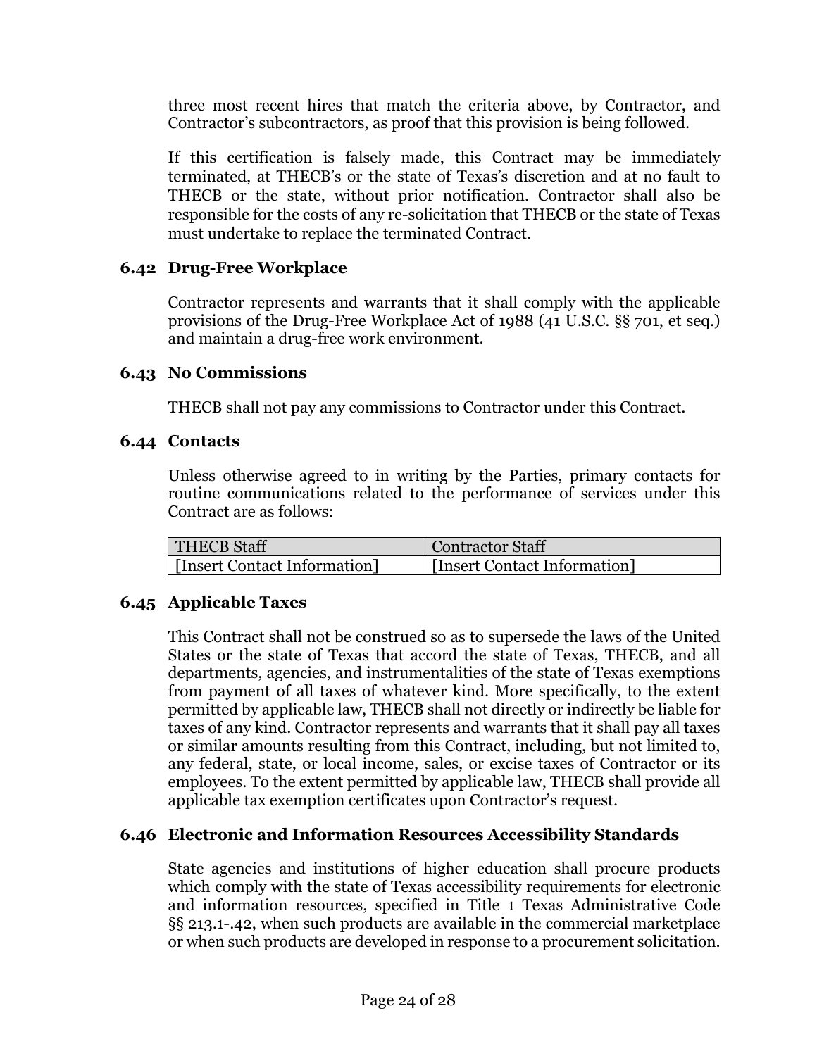three most recent hires that match the criteria above, by Contractor, and Contractor's subcontractors, as proof that this provision is being followed.

If this certification is falsely made, this Contract may be immediately terminated, at THECB's or the state of Texas's discretion and at no fault to THECB or the state, without prior notification. Contractor shall also be responsible for the costs of any re-solicitation that THECB or the state of Texas must undertake to replace the terminated Contract.

### 6.42 Drug-Free Workplace

Contractor represents and warrants that it shall comply with the applicable provisions of the Drug-Free Workplace Act of 1988 (41 U.S.C. §§ 701, et seq.) and maintain a drug-free work environment.

### 6.43 No Commissions

THECB shall not pay any commissions to Contractor under this Contract.

### 6.44 Contacts

Unless otherwise agreed to in writing by the Parties, primary contacts for routine communications related to the performance of services under this Contract are as follows:

| THECB Staff | Contractor Staff |
|---|---|
| [Insert Contact Information] | [Insert Contact Information] |

### 6.45 Applicable Taxes

This Contract shall not be construed so as to supersede the laws of the United States or the state of Texas that accord the state of Texas, THECB, and all departments, agencies, and instrumentalities of the state of Texas exemptions from payment of all taxes of whatever kind. More specifically, to the extent permitted by applicable law, THECB shall not directly or indirectly be liable for taxes of any kind. Contractor represents and warrants that it shall pay all taxes or similar amounts resulting from this Contract, including, but not limited to, any federal, state, or local income, sales, or excise taxes of Contractor or its employees. To the extent permitted by applicable law, THECB shall provide all applicable tax exemption certificates upon Contractor's request.

### 6.46 Electronic and Information Resources Accessibility Standards

State agencies and institutions of higher education shall procure products which comply with the state of Texas accessibility requirements for electronic and information resources, specified in Title 1 Texas Administrative Code §§ 213.1-.42, when such products are available in the commercial marketplace or when such products are developed in response to a procurement solicitation.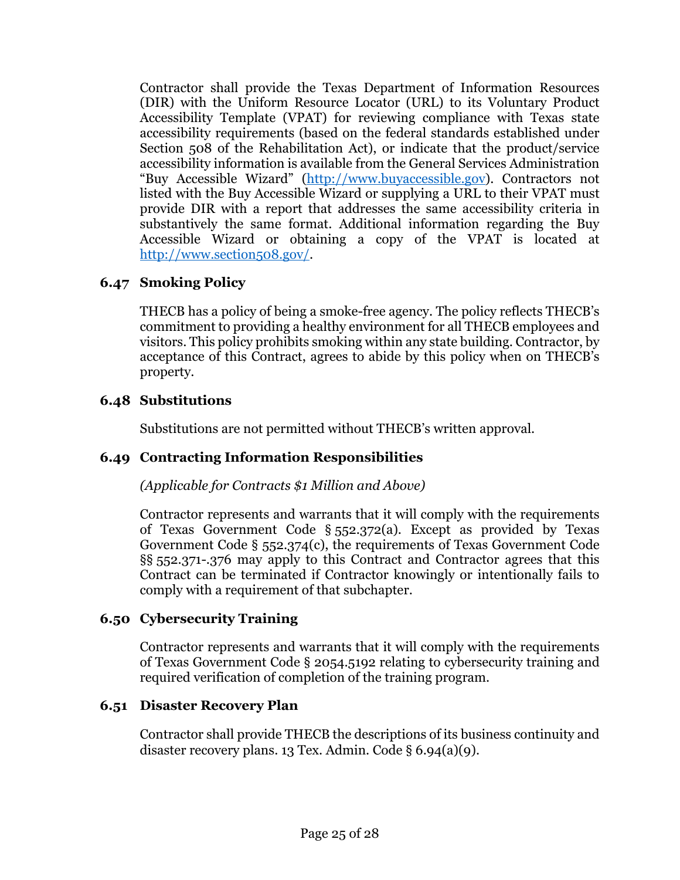Contractor shall provide the Texas Department of Information Resources (DIR) with the Uniform Resource Locator (URL) to its Voluntary Product Accessibility Template (VPAT) for reviewing compliance with Texas state accessibility requirements (based on the federal standards established under Section 508 of the Rehabilitation Act), or indicate that the product/service accessibility information is available from the General Services Administration "Buy Accessible Wizard" ([http://www.buyaccessible.gov](http://www.buyaccessible.gov)). Contractors not listed with the Buy Accessible Wizard or supplying a URL to their VPAT must provide DIR with a report that addresses the same accessibility criteria in substantively the same format. Additional information regarding the Buy Accessible Wizard or obtaining a copy of the VPAT is located at [http://www.section508.gov/](http://www.section508.gov/).

### 6.47 Smoking Policy

THECB has a policy of being a smoke-free agency. The policy reflects THECB's commitment to providing a healthy environment for all THECB employees and visitors. This policy prohibits smoking within any state building. Contractor, by acceptance of this Contract, agrees to abide by this policy when on THECB's property.

### 6.48 Substitutions

Substitutions are not permitted without THECB's written approval.

### 6.49 Contracting Information Responsibilities

*(Applicable for Contracts $1 Million and Above)*

Contractor represents and warrants that it will comply with the requirements of Texas Government Code § 552.372(a). Except as provided by Texas Government Code § 552.374(c), the requirements of Texas Government Code §§ 552.371-.376 may apply to this Contract and Contractor agrees that this Contract can be terminated if Contractor knowingly or intentionally fails to comply with a requirement of that subchapter.

### 6.50 Cybersecurity Training

Contractor represents and warrants that it will comply with the requirements of Texas Government Code § 2054.5192 relating to cybersecurity training and required verification of completion of the training program.

### 6.51 Disaster Recovery Plan

Contractor shall provide THECB the descriptions of its business continuity and disaster recovery plans. 13 Tex. Admin. Code § 6.94(a)(9).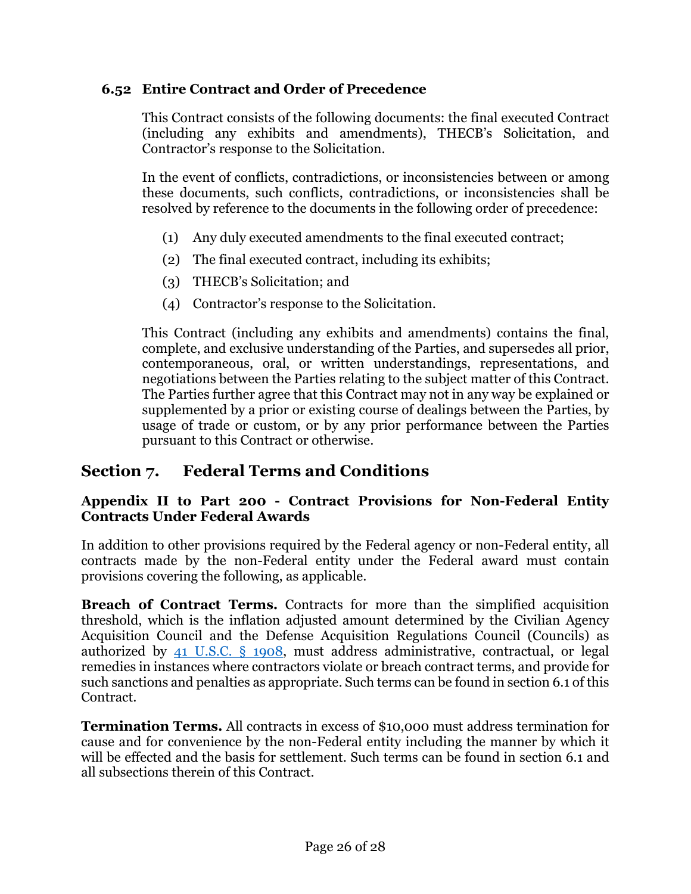### 6.52 Entire Contract and Order of Precedence

This Contract consists of the following documents: the final executed Contract (including any exhibits and amendments), THECB's Solicitation, and Contractor's response to the Solicitation.

In the event of conflicts, contradictions, or inconsistencies between or among these documents, such conflicts, contradictions, or inconsistencies shall be resolved by reference to the documents in the following order of precedence:

(1) Any duly executed amendments to the final executed contract;

(2) The final executed contract, including its exhibits;

(3) THECB's Solicitation; and

(4) Contractor's response to the Solicitation.

This Contract (including any exhibits and amendments) contains the final, complete, and exclusive understanding of the Parties, and supersedes all prior, contemporaneous, oral, or written understandings, representations, and negotiations between the Parties relating to the subject matter of this Contract. The Parties further agree that this Contract may not in any way be explained or supplemented by a prior or existing course of dealings between the Parties, by usage of trade or custom, or by any prior performance between the Parties pursuant to this Contract or otherwise.

## Section 7. Federal Terms and Conditions

**Appendix II to Part 200 - Contract Provisions for Non-Federal Entity Contracts Under Federal Awards**

In addition to other provisions required by the Federal agency or non-Federal entity, all contracts made by the non-Federal entity under the Federal award must contain provisions covering the following, as applicable.

**Breach of Contract Terms.** Contracts for more than the simplified acquisition threshold, which is the inflation adjusted amount determined by the Civilian Agency Acquisition Council and the Defense Acquisition Regulations Council (Councils) as authorized by 41 U.S.C. § 1908, must address administrative, contractual, or legal remedies in instances where contractors violate or breach contract terms, and provide for such sanctions and penalties as appropriate. Such terms can be found in section 6.1 of this Contract.

**Termination Terms.** All contracts in excess of $10,000 must address termination for cause and for convenience by the non-Federal entity including the manner by which it will be effected and the basis for settlement. Such terms can be found in section 6.1 and all subsections therein of this Contract.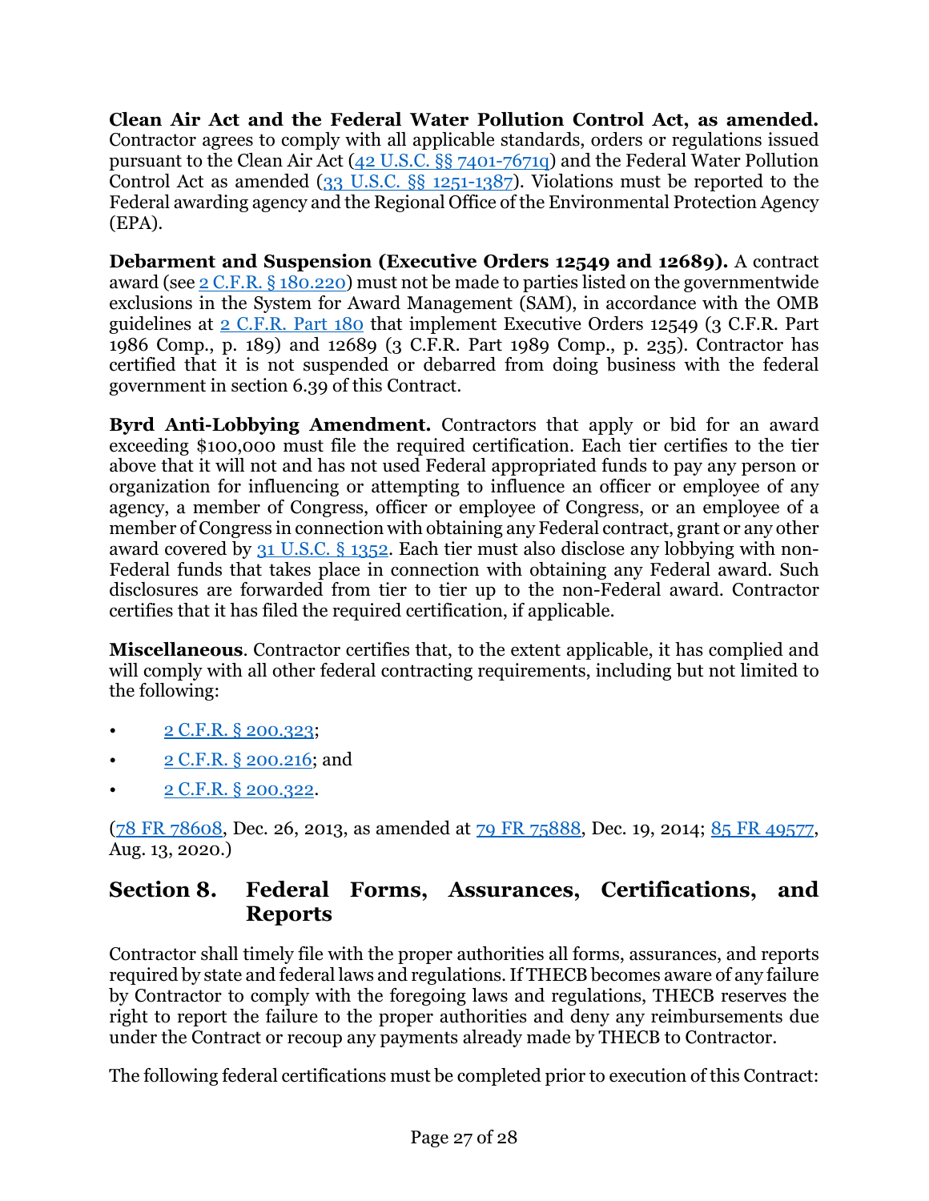**Clean Air Act and the Federal Water Pollution Control Act, as amended.** Contractor agrees to comply with all applicable standards, orders or regulations issued pursuant to the Clean Air Act (42 U.S.C. §§ 7401-7671q) and the Federal Water Pollution Control Act as amended (33 U.S.C. §§ 1251-1387). Violations must be reported to the Federal awarding agency and the Regional Office of the Environmental Protection Agency (EPA).

**Debarment and Suspension (Executive Orders 12549 and 12689).** A contract award (see 2 C.F.R. § 180.220) must not be made to parties listed on the governmentwide exclusions in the System for Award Management (SAM), in accordance with the OMB guidelines at 2 C.F.R. Part 180 that implement Executive Orders 12549 (3 C.F.R. Part 1986 Comp., p. 189) and 12689 (3 C.F.R. Part 1989 Comp., p. 235). Contractor has certified that it is not suspended or debarred from doing business with the federal government in section 6.39 of this Contract.

**Byrd Anti-Lobbying Amendment.** Contractors that apply or bid for an award exceeding $100,000 must file the required certification. Each tier certifies to the tier above that it will not and has not used Federal appropriated funds to pay any person or organization for influencing or attempting to influence an officer or employee of any agency, a member of Congress, officer or employee of Congress, or an employee of a member of Congress in connection with obtaining any Federal contract, grant or any other award covered by 31 U.S.C. § 1352. Each tier must also disclose any lobbying with non-Federal funds that takes place in connection with obtaining any Federal award. Such disclosures are forwarded from tier to tier up to the non-Federal award. Contractor certifies that it has filed the required certification, if applicable.

**Miscellaneous**. Contractor certifies that, to the extent applicable, it has complied and will comply with all other federal contracting requirements, including but not limited to the following:

- 2 C.F.R. § 200.323;
- 2 C.F.R. § 200.216; and
- 2 C.F.R. § 200.322.

(78 FR 78608, Dec. 26, 2013, as amended at 79 FR 75888, Dec. 19, 2014; 85 FR 49577, Aug. 13, 2020.)

## Section 8. Federal Forms, Assurances, Certifications, and Reports

Contractor shall timely file with the proper authorities all forms, assurances, and reports required by state and federal laws and regulations. If THECB becomes aware of any failure by Contractor to comply with the foregoing laws and regulations, THECB reserves the right to report the failure to the proper authorities and deny any reimbursements due under the Contract or recoup any payments already made by THECB to Contractor.

The following federal certifications must be completed prior to execution of this Contract: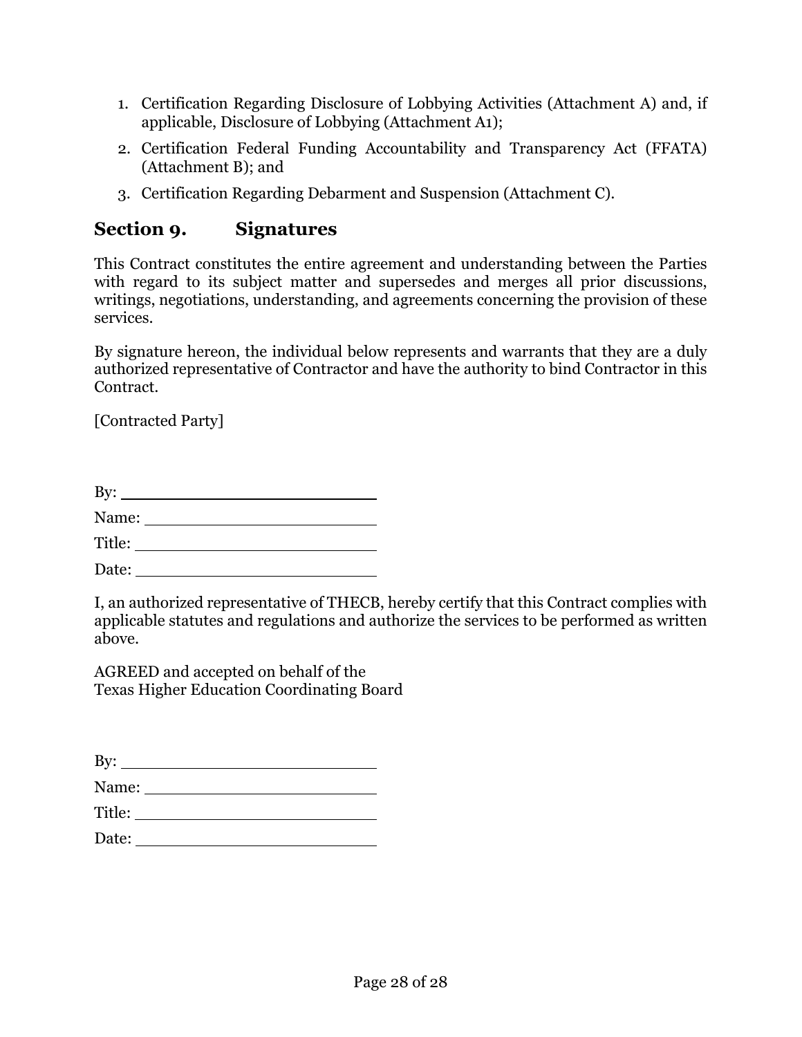1. Certification Regarding Disclosure of Lobbying Activities (Attachment A) and, if applicable, Disclosure of Lobbying (Attachment A1);
2. Certification Federal Funding Accountability and Transparency Act (FFATA) (Attachment B); and
3. Certification Regarding Debarment and Suspension (Attachment C).

## Section 9. Signatures

This Contract constitutes the entire agreement and understanding between the Parties with regard to its subject matter and supersedes and merges all prior discussions, writings, negotiations, understanding, and agreements concerning the provision of these services.

By signature hereon, the individual below represents and warrants that they are a duly authorized representative of Contractor and have the authority to bind Contractor in this Contract.

[Contracted Party]

By: ____________________________

Name: __________________________

Title: ___________________________

Date: ___________________________

I, an authorized representative of THECB, hereby certify that this Contract complies with applicable statutes and regulations and authorize the services to be performed as written above.

AGREED and accepted on behalf of the
Texas Higher Education Coordinating Board

By: ____________________________

Name: __________________________

Title: ___________________________

Date: ___________________________